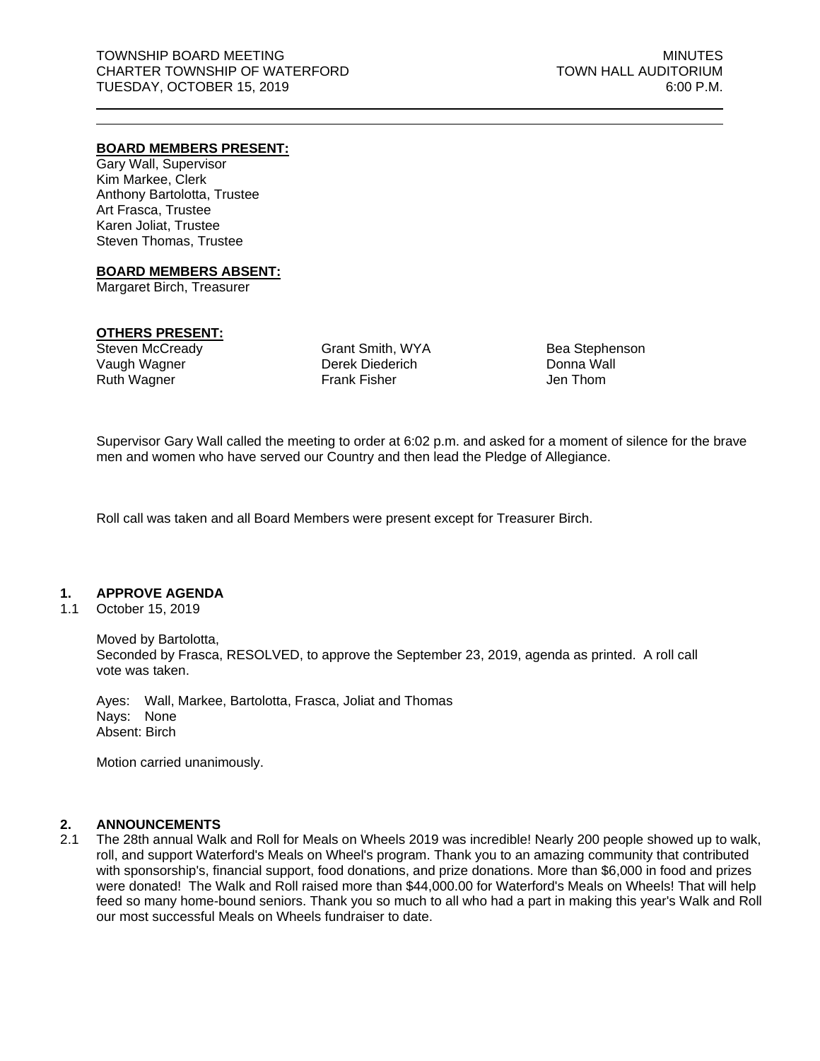TOWNSHIP BOARD MEETING
CHARTER TOWNSHIP OF WATERFORD
TUESDAY, OCTOBER 15, 2019

MINUTES
TOWN HALL AUDITORIUM
6:00 P.M.

---

**BOARD MEMBERS PRESENT:**

Gary Wall, Supervisor
Kim Markee, Clerk
Anthony Bartolotta, Trustee
Art Frasca, Trustee
Karen Joliat, Trustee
Steven Thomas, Trustee

**BOARD MEMBERS ABSENT:**

Margaret Birch, Treasurer

**OTHERS PRESENT:**

| | | |
|---|---|---|
| Steven McCready | Grant Smith, WYA | Bea Stephenson |
| Vaugh Wagner | Derek Diederich | Donna Wall |
| Ruth Wagner | Frank Fisher | Jen Thom |

Supervisor Gary Wall called the meeting to order at 6:02 p.m. and asked for a moment of silence for the brave men and women who have served our Country and then lead the Pledge of Allegiance.

Roll call was taken and all Board Members were present except for Treasurer Birch.

## 1. APPROVE AGENDA

1.1 October 15, 2019

Moved by Bartolotta,
Seconded by Frasca, RESOLVED, to approve the September 23, 2019, agenda as printed. A roll call vote was taken.

Ayes: Wall, Markee, Bartolotta, Frasca, Joliat and Thomas
Nays: None
Absent: Birch

Motion carried unanimously.

## 2. ANNOUNCEMENTS

2.1 The 28th annual Walk and Roll for Meals on Wheels 2019 was incredible! Nearly 200 people showed up to walk, roll, and support Waterford's Meals on Wheel's program. Thank you to an amazing community that contributed with sponsorship's, financial support, food donations, and prize donations. More than $6,000 in food and prizes were donated! The Walk and Roll raised more than $44,000.00 for Waterford's Meals on Wheels! That will help feed so many home-bound seniors. Thank you so much to all who had a part in making this year's Walk and Roll our most successful Meals on Wheels fundraiser to date.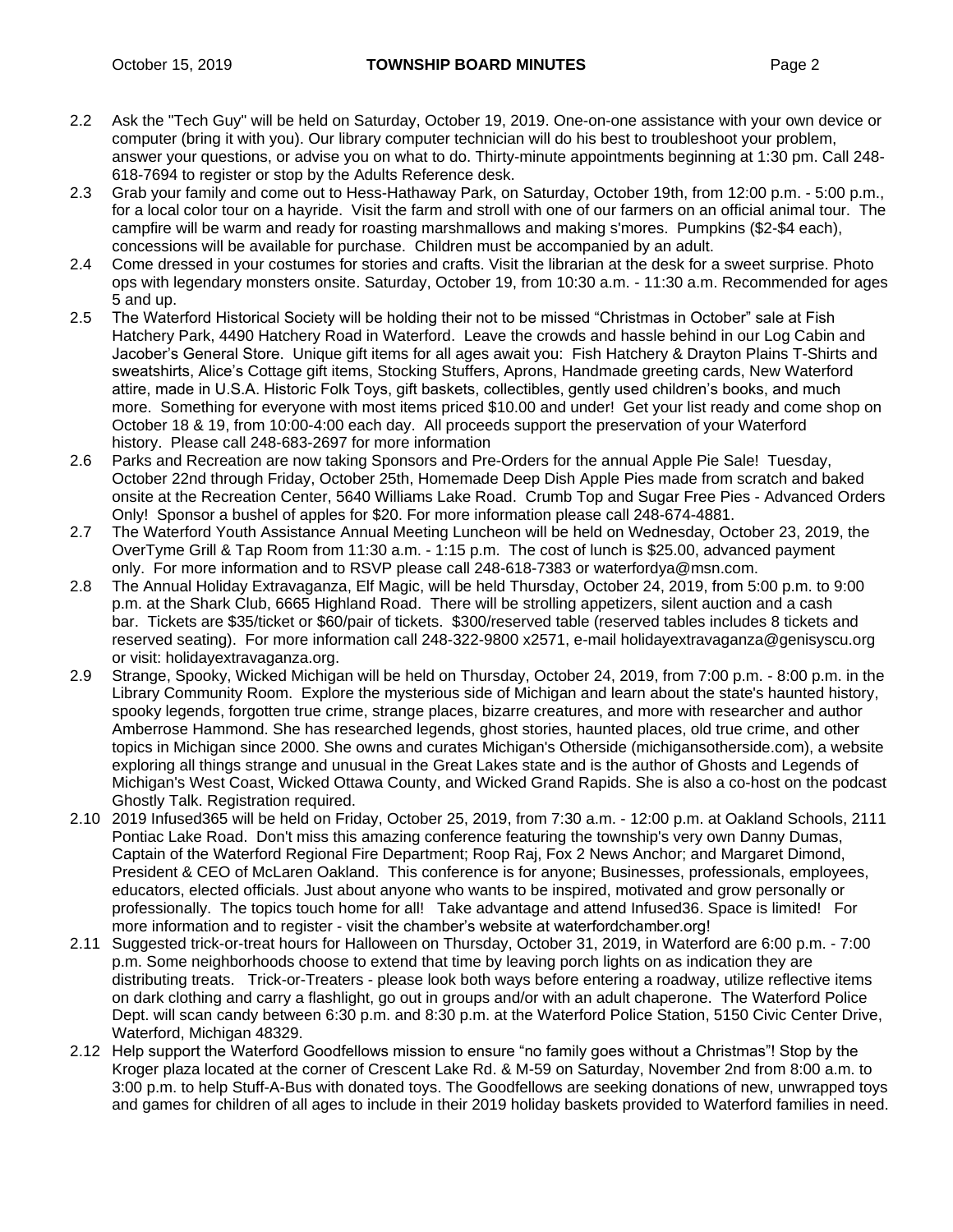2.2 Ask the "Tech Guy" will be held on Saturday, October 19, 2019. One-on-one assistance with your own device or computer (bring it with you). Our library computer technician will do his best to troubleshoot your problem, answer your questions, or advise you on what to do. Thirty-minute appointments beginning at 1:30 pm. Call 248-618-7694 to register or stop by the Adults Reference desk.

2.3 Grab your family and come out to Hess-Hathaway Park, on Saturday, October 19th, from 12:00 p.m. - 5:00 p.m., for a local color tour on a hayride. Visit the farm and stroll with one of our farmers on an official animal tour. The campfire will be warm and ready for roasting marshmallows and making s'mores. Pumpkins ($2-$4 each), concessions will be available for purchase. Children must be accompanied by an adult.

2.4 Come dressed in your costumes for stories and crafts. Visit the librarian at the desk for a sweet surprise. Photo ops with legendary monsters onsite. Saturday, October 19, from 10:30 a.m. - 11:30 a.m. Recommended for ages 5 and up.

2.5 The Waterford Historical Society will be holding their not to be missed "Christmas in October" sale at Fish Hatchery Park, 4490 Hatchery Road in Waterford. Leave the crowds and hassle behind in our Log Cabin and Jacober's General Store. Unique gift items for all ages await you: Fish Hatchery & Drayton Plains T-Shirts and sweatshirts, Alice's Cottage gift items, Stocking Stuffers, Aprons, Handmade greeting cards, New Waterford attire, made in U.S.A. Historic Folk Toys, gift baskets, collectibles, gently used children's books, and much more. Something for everyone with most items priced $10.00 and under! Get your list ready and come shop on October 18 & 19, from 10:00-4:00 each day. All proceeds support the preservation of your Waterford history. Please call 248-683-2697 for more information

2.6 Parks and Recreation are now taking Sponsors and Pre-Orders for the annual Apple Pie Sale! Tuesday, October 22nd through Friday, October 25th, Homemade Deep Dish Apple Pies made from scratch and baked onsite at the Recreation Center, 5640 Williams Lake Road. Crumb Top and Sugar Free Pies - Advanced Orders Only! Sponsor a bushel of apples for $20. For more information please call 248-674-4881.

2.7 The Waterford Youth Assistance Annual Meeting Luncheon will be held on Wednesday, October 23, 2019, the OverTyme Grill & Tap Room from 11:30 a.m. - 1:15 p.m. The cost of lunch is $25.00, advanced payment only. For more information and to RSVP please call 248-618-7383 or waterfordya@msn.com.

2.8 The Annual Holiday Extravaganza, Elf Magic, will be held Thursday, October 24, 2019, from 5:00 p.m. to 9:00 p.m. at the Shark Club, 6665 Highland Road. There will be strolling appetizers, silent auction and a cash bar. Tickets are $35/ticket or $60/pair of tickets. $300/reserved table (reserved tables includes 8 tickets and reserved seating). For more information call 248-322-9800 x2571, e-mail holidayextravaganza@genisyscu.org or visit: holidayextravaganza.org.

2.9 Strange, Spooky, Wicked Michigan will be held on Thursday, October 24, 2019, from 7:00 p.m. - 8:00 p.m. in the Library Community Room. Explore the mysterious side of Michigan and learn about the state's haunted history, spooky legends, forgotten true crime, strange places, bizarre creatures, and more with researcher and author Amberrose Hammond. She has researched legends, ghost stories, haunted places, old true crime, and other topics in Michigan since 2000. She owns and curates Michigan's Otherside (michigansotherside.com), a website exploring all things strange and unusual in the Great Lakes state and is the author of Ghosts and Legends of Michigan's West Coast, Wicked Ottawa County, and Wicked Grand Rapids. She is also a co-host on the podcast Ghostly Talk. Registration required.

2.10 2019 Infused365 will be held on Friday, October 25, 2019, from 7:30 a.m. - 12:00 p.m. at Oakland Schools, 2111 Pontiac Lake Road. Don't miss this amazing conference featuring the township's very own Danny Dumas, Captain of the Waterford Regional Fire Department; Roop Raj, Fox 2 News Anchor; and Margaret Dimond, President & CEO of McLaren Oakland. This conference is for anyone; Businesses, professionals, employees, educators, elected officials. Just about anyone who wants to be inspired, motivated and grow personally or professionally. The topics touch home for all! Take advantage and attend Infused36. Space is limited! For more information and to register - visit the chamber's website at waterfordchamber.org!

2.11 Suggested trick-or-treat hours for Halloween on Thursday, October 31, 2019, in Waterford are 6:00 p.m. - 7:00 p.m. Some neighborhoods choose to extend that time by leaving porch lights on as indication they are distributing treats. Trick-or-Treaters - please look both ways before entering a roadway, utilize reflective items on dark clothing and carry a flashlight, go out in groups and/or with an adult chaperone. The Waterford Police Dept. will scan candy between 6:30 p.m. and 8:30 p.m. at the Waterford Police Station, 5150 Civic Center Drive, Waterford, Michigan 48329.

2.12 Help support the Waterford Goodfellows mission to ensure "no family goes without a Christmas"! Stop by the Kroger plaza located at the corner of Crescent Lake Rd. & M-59 on Saturday, November 2nd from 8:00 a.m. to 3:00 p.m. to help Stuff-A-Bus with donated toys. The Goodfellows are seeking donations of new, unwrapped toys and games for children of all ages to include in their 2019 holiday baskets provided to Waterford families in need.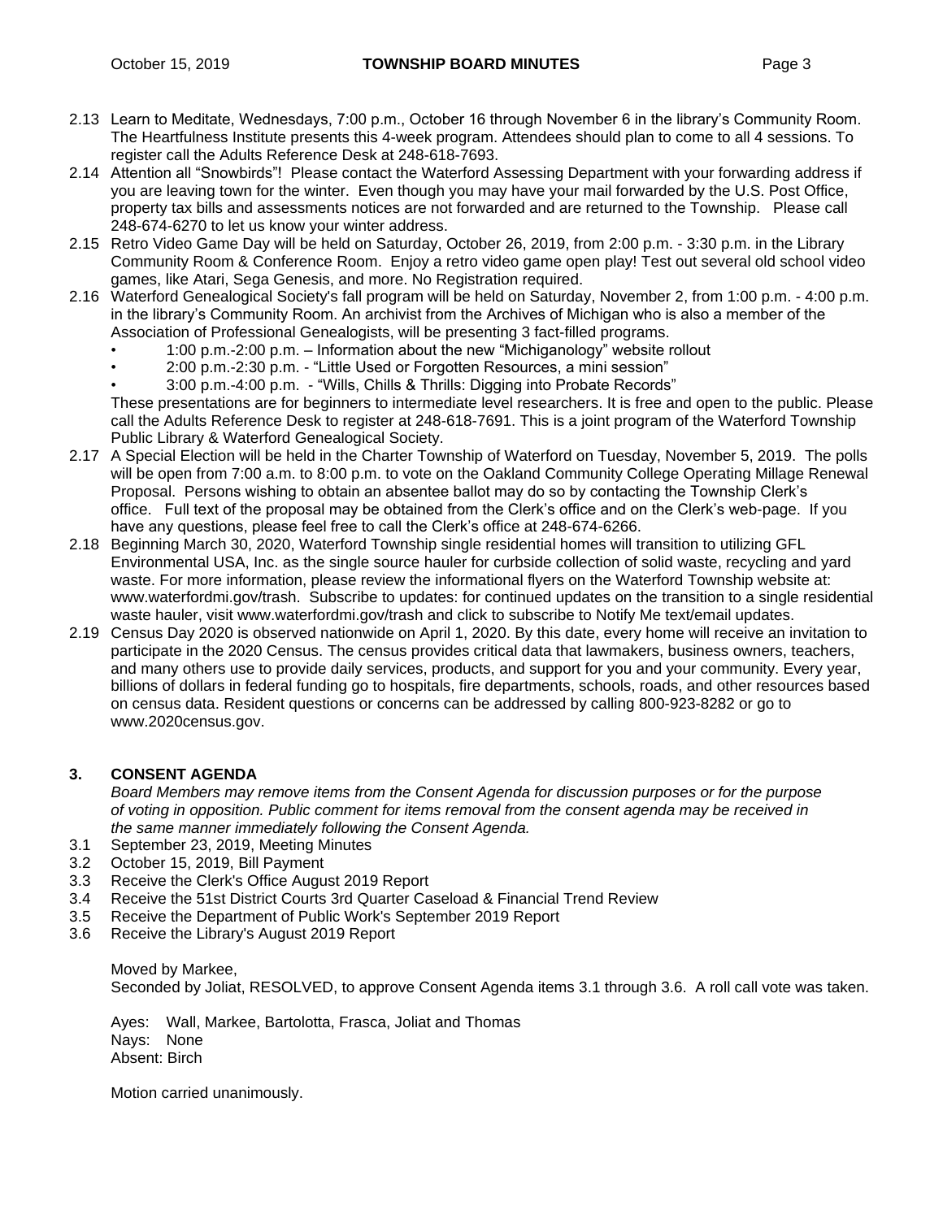2.13 Learn to Meditate, Wednesdays, 7:00 p.m., October 16 through November 6 in the library's Community Room. The Heartfulness Institute presents this 4-week program. Attendees should plan to come to all 4 sessions. To register call the Adults Reference Desk at 248-618-7693.

2.14 Attention all "Snowbirds"! Please contact the Waterford Assessing Department with your forwarding address if you are leaving town for the winter. Even though you may have your mail forwarded by the U.S. Post Office, property tax bills and assessments notices are not forwarded and are returned to the Township. Please call 248-674-6270 to let us know your winter address.

2.15 Retro Video Game Day will be held on Saturday, October 26, 2019, from 2:00 p.m. - 3:30 p.m. in the Library Community Room & Conference Room. Enjoy a retro video game open play! Test out several old school video games, like Atari, Sega Genesis, and more. No Registration required.

2.16 Waterford Genealogical Society's fall program will be held on Saturday, November 2, from 1:00 p.m. - 4:00 p.m. in the library's Community Room. An archivist from the Archives of Michigan who is also a member of the Association of Professional Genealogists, will be presenting 3 fact-filled programs.
- 1:00 p.m.-2:00 p.m. – Information about the new "Michiganology" website rollout
- 2:00 p.m.-2:30 p.m. - "Little Used or Forgotten Resources, a mini session"
- 3:00 p.m.-4:00 p.m. - "Wills, Chills & Thrills: Digging into Probate Records"

These presentations are for beginners to intermediate level researchers. It is free and open to the public. Please call the Adults Reference Desk to register at 248-618-7691. This is a joint program of the Waterford Township Public Library & Waterford Genealogical Society.

2.17 A Special Election will be held in the Charter Township of Waterford on Tuesday, November 5, 2019. The polls will be open from 7:00 a.m. to 8:00 p.m. to vote on the Oakland Community College Operating Millage Renewal Proposal. Persons wishing to obtain an absentee ballot may do so by contacting the Township Clerk's office. Full text of the proposal may be obtained from the Clerk's office and on the Clerk's web-page. If you have any questions, please feel free to call the Clerk's office at 248-674-6266.

2.18 Beginning March 30, 2020, Waterford Township single residential homes will transition to utilizing GFL Environmental USA, Inc. as the single source hauler for curbside collection of solid waste, recycling and yard waste. For more information, please review the informational flyers on the Waterford Township website at: www.waterfordmi.gov/trash. Subscribe to updates: for continued updates on the transition to a single residential waste hauler, visit www.waterfordmi.gov/trash and click to subscribe to Notify Me text/email updates.

2.19 Census Day 2020 is observed nationwide on April 1, 2020. By this date, every home will receive an invitation to participate in the 2020 Census. The census provides critical data that lawmakers, business owners, teachers, and many others use to provide daily services, products, and support for you and your community. Every year, billions of dollars in federal funding go to hospitals, fire departments, schools, roads, and other resources based on census data. Resident questions or concerns can be addressed by calling 800-923-8282 or go to www.2020census.gov.

## 3. CONSENT AGENDA

*Board Members may remove items from the Consent Agenda for discussion purposes or for the purpose of voting in opposition. Public comment for items removal from the consent agenda may be received in the same manner immediately following the Consent Agenda.*

3.1 September 23, 2019, Meeting Minutes
3.2 October 15, 2019, Bill Payment
3.3 Receive the Clerk's Office August 2019 Report
3.4 Receive the 51st District Courts 3rd Quarter Caseload & Financial Trend Review
3.5 Receive the Department of Public Work's September 2019 Report
3.6 Receive the Library's August 2019 Report

Moved by Markee,
Seconded by Joliat, RESOLVED, to approve Consent Agenda items 3.1 through 3.6. A roll call vote was taken.

Ayes: Wall, Markee, Bartolotta, Frasca, Joliat and Thomas
Nays: None
Absent: Birch

Motion carried unanimously.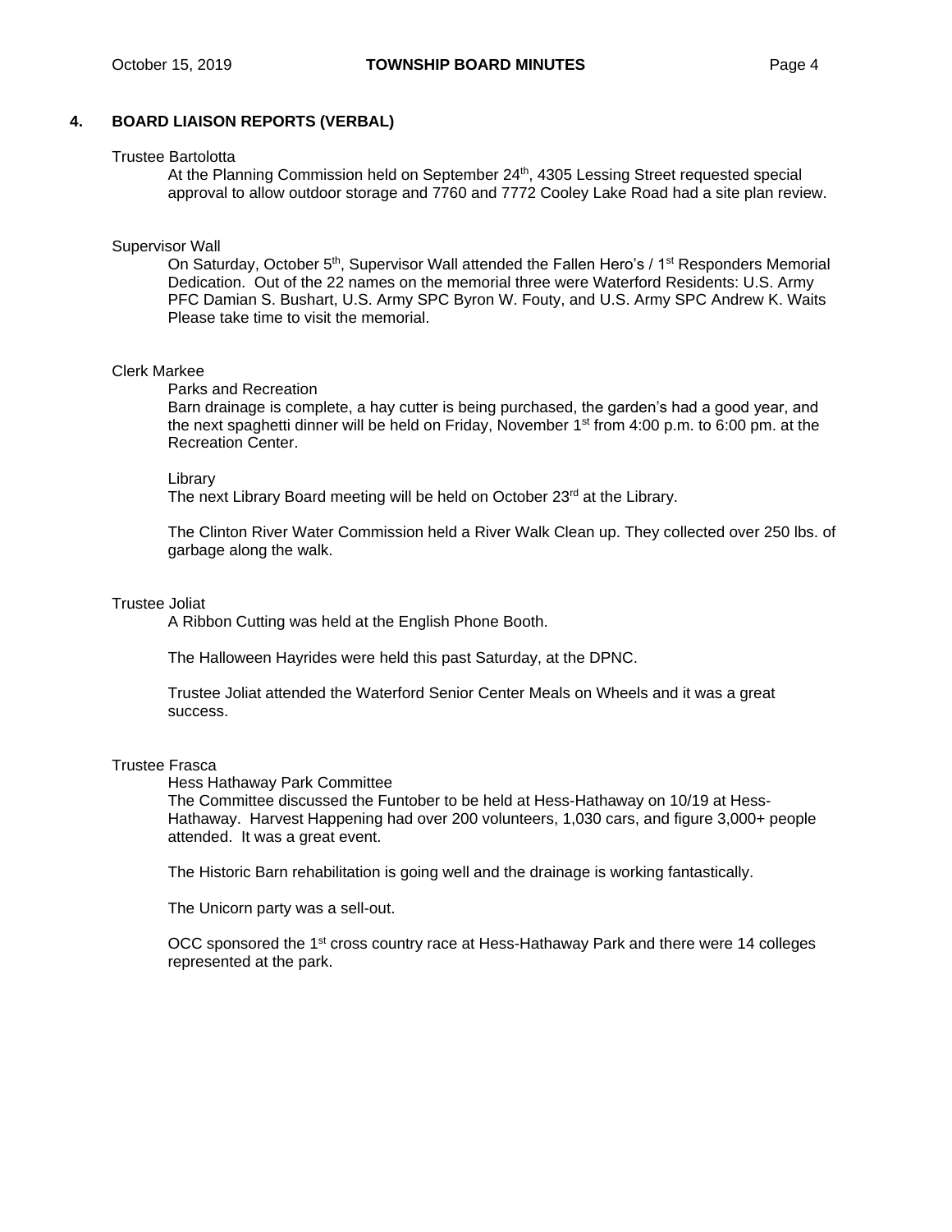## 4. BOARD LIAISON REPORTS (VERBAL)

Trustee Bartolotta

At the Planning Commission held on September 24th, 4305 Lessing Street requested special approval to allow outdoor storage and 7760 and 7772 Cooley Lake Road had a site plan review.

Supervisor Wall

On Saturday, October 5th, Supervisor Wall attended the Fallen Hero's / 1st Responders Memorial Dedication. Out of the 22 names on the memorial three were Waterford Residents: U.S. Army PFC Damian S. Bushart, U.S. Army SPC Byron W. Fouty, and U.S. Army SPC Andrew K. Waits Please take time to visit the memorial.

Clerk Markee

Parks and Recreation

Barn drainage is complete, a hay cutter is being purchased, the garden's had a good year, and the next spaghetti dinner will be held on Friday, November 1st from 4:00 p.m. to 6:00 pm. at the Recreation Center.

Library

The next Library Board meeting will be held on October 23rd at the Library.

The Clinton River Water Commission held a River Walk Clean up. They collected over 250 lbs. of garbage along the walk.

Trustee Joliat

A Ribbon Cutting was held at the English Phone Booth.

The Halloween Hayrides were held this past Saturday, at the DPNC.

Trustee Joliat attended the Waterford Senior Center Meals on Wheels and it was a great success.

Trustee Frasca

Hess Hathaway Park Committee

The Committee discussed the Funtober to be held at Hess-Hathaway on 10/19 at Hess-Hathaway. Harvest Happening had over 200 volunteers, 1,030 cars, and figure 3,000+ people attended. It was a great event.

The Historic Barn rehabilitation is going well and the drainage is working fantastically.

The Unicorn party was a sell-out.

OCC sponsored the 1st cross country race at Hess-Hathaway Park and there were 14 colleges represented at the park.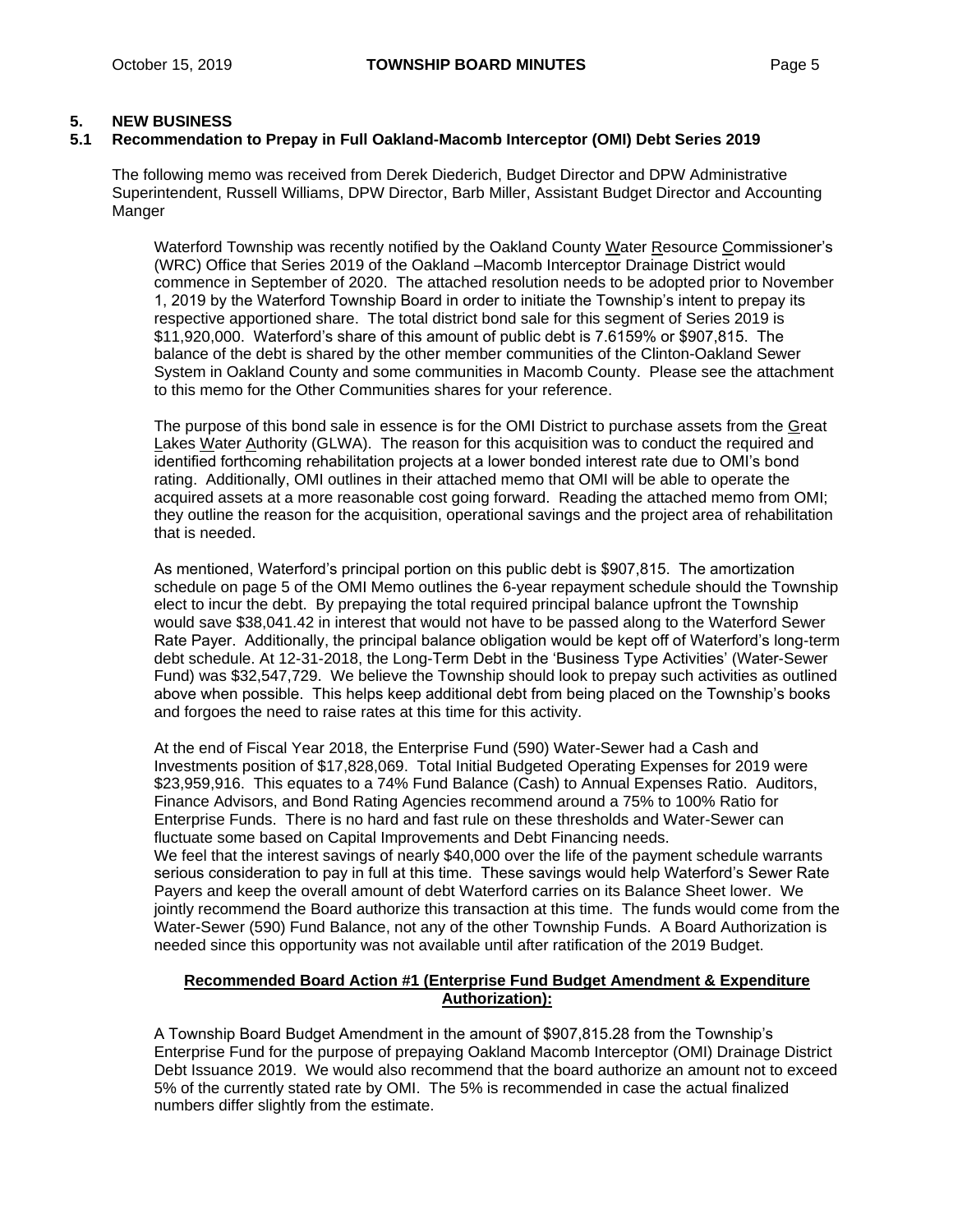## 5. NEW BUSINESS

### 5.1 Recommendation to Prepay in Full Oakland-Macomb Interceptor (OMI) Debt Series 2019

The following memo was received from Derek Diederich, Budget Director and DPW Administrative Superintendent, Russell Williams, DPW Director, Barb Miller, Assistant Budget Director and Accounting Manger

Waterford Township was recently notified by the Oakland County Water Resource Commissioner's (WRC) Office that Series 2019 of the Oakland –Macomb Interceptor Drainage District would commence in September of 2020. The attached resolution needs to be adopted prior to November 1, 2019 by the Waterford Township Board in order to initiate the Township's intent to prepay its respective apportioned share. The total district bond sale for this segment of Series 2019 is $11,920,000. Waterford's share of this amount of public debt is 7.6159% or $907,815. The balance of the debt is shared by the other member communities of the Clinton-Oakland Sewer System in Oakland County and some communities in Macomb County. Please see the attachment to this memo for the Other Communities shares for your reference.

The purpose of this bond sale in essence is for the OMI District to purchase assets from the Great Lakes Water Authority (GLWA). The reason for this acquisition was to conduct the required and identified forthcoming rehabilitation projects at a lower bonded interest rate due to OMI's bond rating. Additionally, OMI outlines in their attached memo that OMI will be able to operate the acquired assets at a more reasonable cost going forward. Reading the attached memo from OMI; they outline the reason for the acquisition, operational savings and the project area of rehabilitation that is needed.

As mentioned, Waterford's principal portion on this public debt is $907,815. The amortization schedule on page 5 of the OMI Memo outlines the 6-year repayment schedule should the Township elect to incur the debt. By prepaying the total required principal balance upfront the Township would save $38,041.42 in interest that would not have to be passed along to the Waterford Sewer Rate Payer. Additionally, the principal balance obligation would be kept off of Waterford's long-term debt schedule. At 12-31-2018, the Long-Term Debt in the 'Business Type Activities' (Water-Sewer Fund) was $32,547,729. We believe the Township should look to prepay such activities as outlined above when possible. This helps keep additional debt from being placed on the Township's books and forgoes the need to raise rates at this time for this activity.

At the end of Fiscal Year 2018, the Enterprise Fund (590) Water-Sewer had a Cash and Investments position of $17,828,069. Total Initial Budgeted Operating Expenses for 2019 were $23,959,916. This equates to a 74% Fund Balance (Cash) to Annual Expenses Ratio. Auditors, Finance Advisors, and Bond Rating Agencies recommend around a 75% to 100% Ratio for Enterprise Funds. There is no hard and fast rule on these thresholds and Water-Sewer can fluctuate some based on Capital Improvements and Debt Financing needs.
We feel that the interest savings of nearly $40,000 over the life of the payment schedule warrants serious consideration to pay in full at this time. These savings would help Waterford's Sewer Rate Payers and keep the overall amount of debt Waterford carries on its Balance Sheet lower. We jointly recommend the Board authorize this transaction at this time. The funds would come from the Water-Sewer (590) Fund Balance, not any of the other Township Funds. A Board Authorization is needed since this opportunity was not available until after ratification of the 2019 Budget.

**Recommended Board Action #1 (Enterprise Fund Budget Amendment & Expenditure Authorization):**

A Township Board Budget Amendment in the amount of $907,815.28 from the Township's Enterprise Fund for the purpose of prepaying Oakland Macomb Interceptor (OMI) Drainage District Debt Issuance 2019. We would also recommend that the board authorize an amount not to exceed 5% of the currently stated rate by OMI. The 5% is recommended in case the actual finalized numbers differ slightly from the estimate.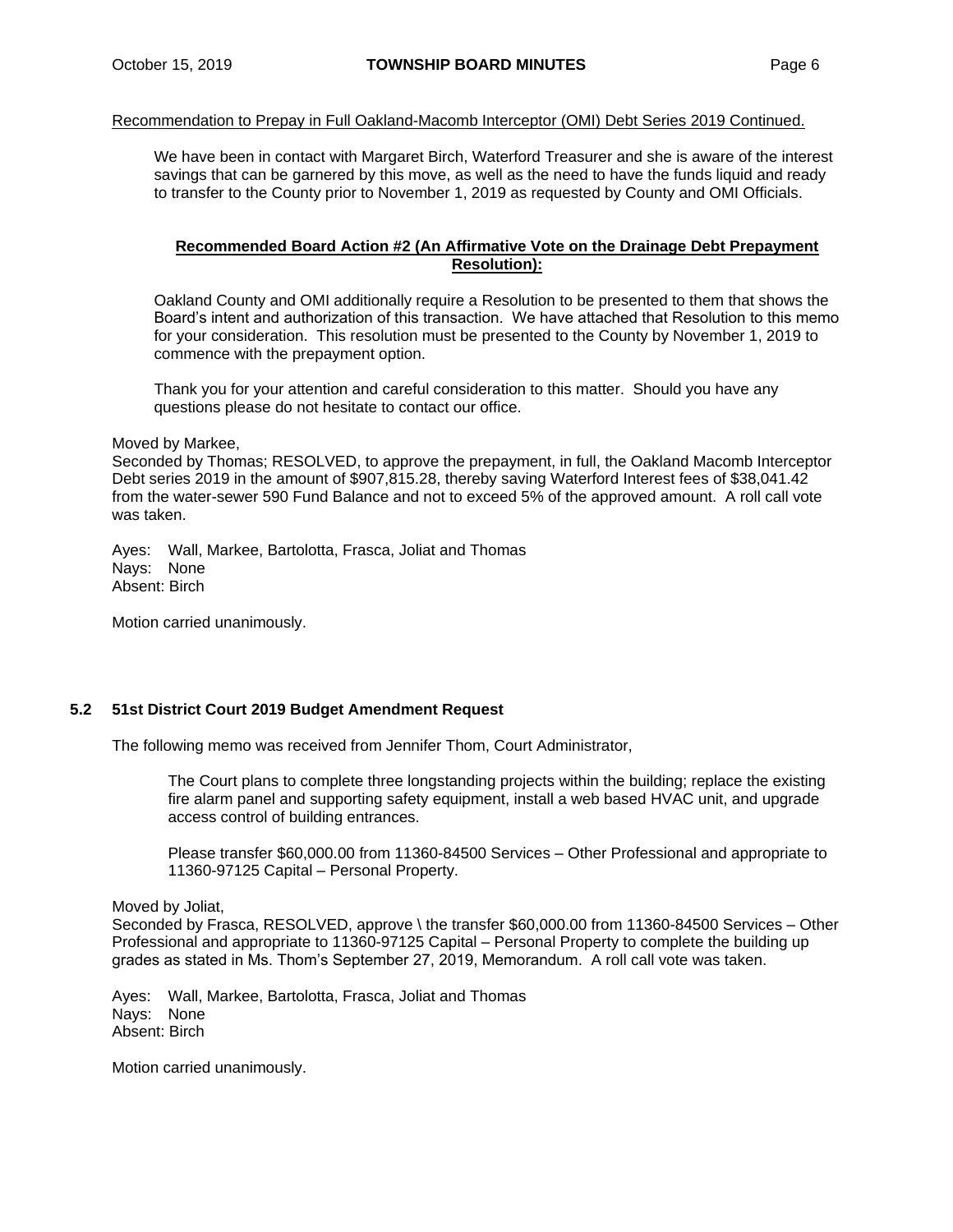Recommendation to Prepay in Full Oakland-Macomb Interceptor (OMI) Debt Series 2019 Continued.

> We have been in contact with Margaret Birch, Waterford Treasurer and she is aware of the interest savings that can be garnered by this move, as well as the need to have the funds liquid and ready to transfer to the County prior to November 1, 2019 as requested by County and OMI Officials.
>
> **Recommended Board Action #2 (An Affirmative Vote on the Drainage Debt Prepayment Resolution):**
>
> Oakland County and OMI additionally require a Resolution to be presented to them that shows the Board's intent and authorization of this transaction. We have attached that Resolution to this memo for your consideration. This resolution must be presented to the County by November 1, 2019 to commence with the prepayment option.
>
> Thank you for your attention and careful consideration to this matter. Should you have any questions please do not hesitate to contact our office.

Moved by Markee,
Seconded by Thomas; RESOLVED, to approve the prepayment, in full, the Oakland Macomb Interceptor Debt series 2019 in the amount of $907,815.28, thereby saving Waterford Interest fees of $38,041.42 from the water-sewer 590 Fund Balance and not to exceed 5% of the approved amount. A roll call vote was taken.

Ayes: Wall, Markee, Bartolotta, Frasca, Joliat and Thomas
Nays: None
Absent: Birch

Motion carried unanimously.

## 5.2 51st District Court 2019 Budget Amendment Request

The following memo was received from Jennifer Thom, Court Administrator,

> The Court plans to complete three longstanding projects within the building; replace the existing fire alarm panel and supporting safety equipment, install a web based HVAC unit, and upgrade access control of building entrances.
>
> Please transfer $60,000.00 from 11360-84500 Services – Other Professional and appropriate to 11360-97125 Capital – Personal Property.

Moved by Joliat,
Seconded by Frasca, RESOLVED, approve \ the transfer $60,000.00 from 11360-84500 Services – Other Professional and appropriate to 11360-97125 Capital – Personal Property to complete the building up grades as stated in Ms. Thom's September 27, 2019, Memorandum. A roll call vote was taken.

Ayes: Wall, Markee, Bartolotta, Frasca, Joliat and Thomas
Nays: None
Absent: Birch

Motion carried unanimously.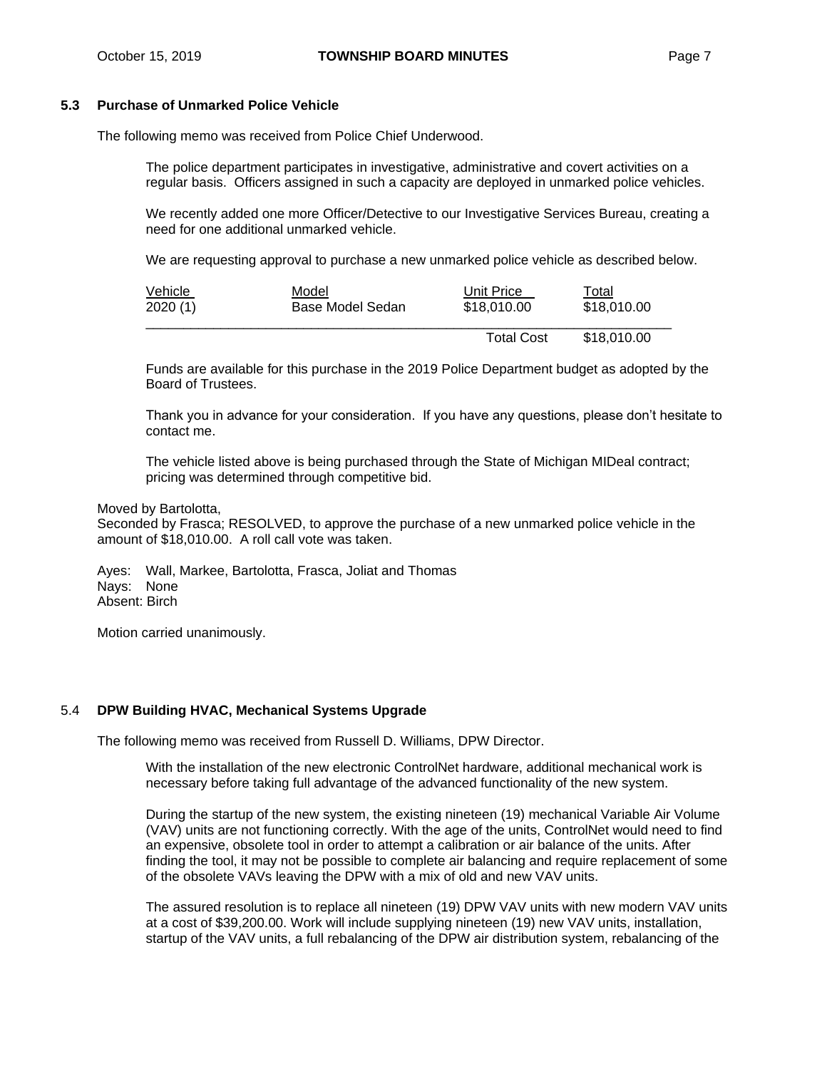### 5.3 Purchase of Unmarked Police Vehicle

The following memo was received from Police Chief Underwood.

> The police department participates in investigative, administrative and covert activities on a regular basis. Officers assigned in such a capacity are deployed in unmarked police vehicles.
>
> We recently added one more Officer/Detective to our Investigative Services Bureau, creating a need for one additional unmarked vehicle.
>
> We are requesting approval to purchase a new unmarked police vehicle as described below.
>
> | Vehicle | Model | Unit Price | Total |
> |---|---|---|---|
> | 2020 (1) | Base Model Sedan | $18,010.00 | $18,010.00 |
> | | | Total Cost | $18,010.00 |
>
> Funds are available for this purchase in the 2019 Police Department budget as adopted by the Board of Trustees.
>
> Thank you in advance for your consideration. If you have any questions, please don't hesitate to contact me.
>
> The vehicle listed above is being purchased through the State of Michigan MIDeal contract; pricing was determined through competitive bid.

Moved by Bartolotta,
Seconded by Frasca; RESOLVED, to approve the purchase of a new unmarked police vehicle in the amount of $18,010.00. A roll call vote was taken.

Ayes: Wall, Markee, Bartolotta, Frasca, Joliat and Thomas
Nays: None
Absent: Birch

Motion carried unanimously.

### 5.4 DPW Building HVAC, Mechanical Systems Upgrade

The following memo was received from Russell D. Williams, DPW Director.

> With the installation of the new electronic ControlNet hardware, additional mechanical work is necessary before taking full advantage of the advanced functionality of the new system.
>
> During the startup of the new system, the existing nineteen (19) mechanical Variable Air Volume (VAV) units are not functioning correctly. With the age of the units, ControlNet would need to find an expensive, obsolete tool in order to attempt a calibration or air balance of the units. After finding the tool, it may not be possible to complete air balancing and require replacement of some of the obsolete VAVs leaving the DPW with a mix of old and new VAV units.
>
> The assured resolution is to replace all nineteen (19) DPW VAV units with new modern VAV units at a cost of $39,200.00. Work will include supplying nineteen (19) new VAV units, installation, startup of the VAV units, a full rebalancing of the DPW air distribution system, rebalancing of the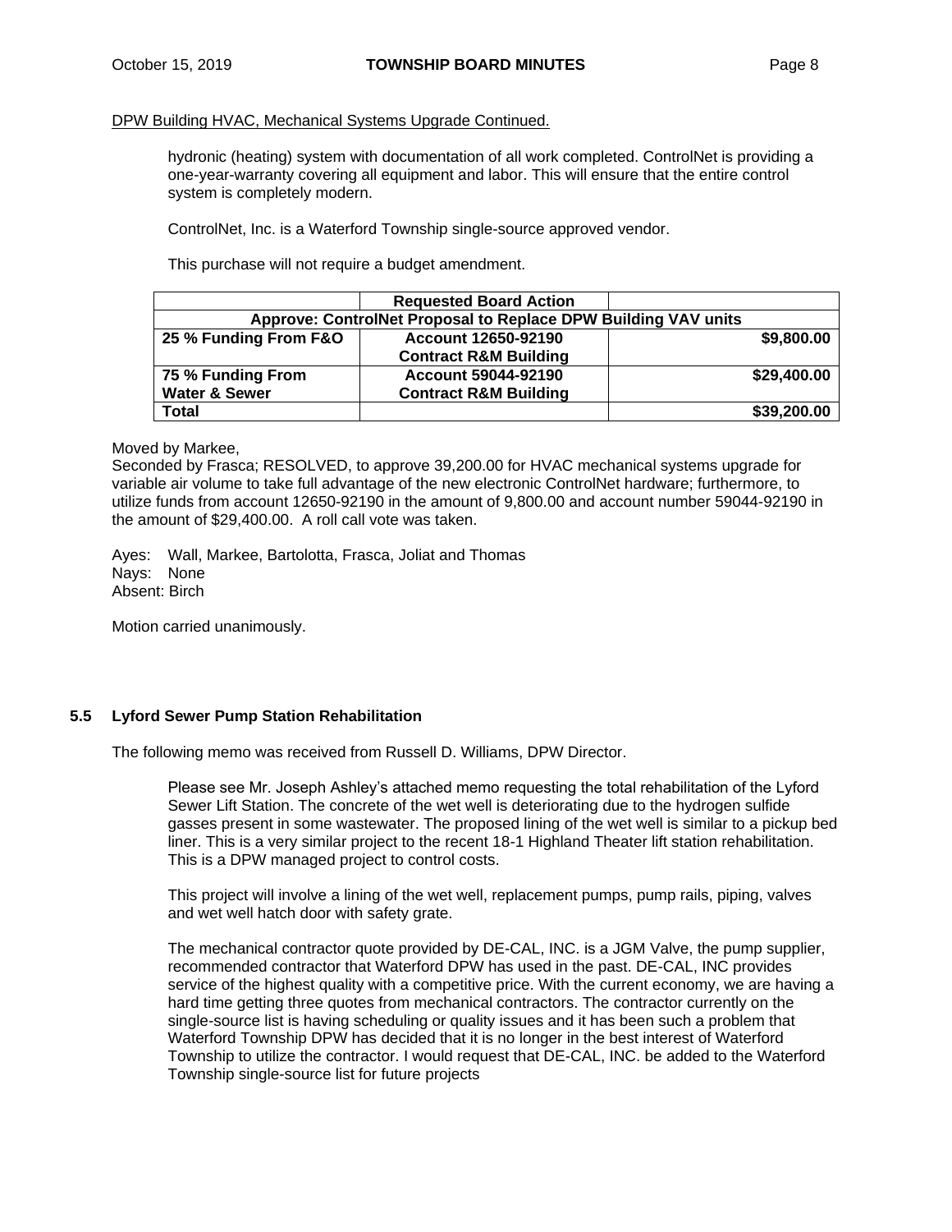DPW Building HVAC, Mechanical Systems Upgrade Continued.

hydronic (heating) system with documentation of all work completed. ControlNet is providing a one-year-warranty covering all equipment and labor. This will ensure that the entire control system is completely modern.

ControlNet, Inc. is a Waterford Township single-source approved vendor.

This purchase will not require a budget amendment.

| | **Requested Board Action** | |
|---|---|---|
| **Approve: ControlNet Proposal to Replace DPW Building VAV units** | | |
| **25 % Funding From F&O** | **Account 12650-92190 Contract R&M Building** | **$9,800.00** |
| **75 % Funding From Water & Sewer** | **Account 59044-92190 Contract R&M Building** | **$29,400.00** |
| **Total** | | **$39,200.00** |

Moved by Markee,
Seconded by Frasca; RESOLVED, to approve 39,200.00 for HVAC mechanical systems upgrade for variable air volume to take full advantage of the new electronic ControlNet hardware; furthermore, to utilize funds from account 12650-92190 in the amount of 9,800.00 and account number 59044-92190 in the amount of $29,400.00. A roll call vote was taken.

Ayes: Wall, Markee, Bartolotta, Frasca, Joliat and Thomas
Nays: None
Absent: Birch

Motion carried unanimously.

## 5.5 Lyford Sewer Pump Station Rehabilitation

The following memo was received from Russell D. Williams, DPW Director.

Please see Mr. Joseph Ashley's attached memo requesting the total rehabilitation of the Lyford Sewer Lift Station. The concrete of the wet well is deteriorating due to the hydrogen sulfide gasses present in some wastewater. The proposed lining of the wet well is similar to a pickup bed liner. This is a very similar project to the recent 18-1 Highland Theater lift station rehabilitation. This is a DPW managed project to control costs.

This project will involve a lining of the wet well, replacement pumps, pump rails, piping, valves and wet well hatch door with safety grate.

The mechanical contractor quote provided by DE-CAL, INC. is a JGM Valve, the pump supplier, recommended contractor that Waterford DPW has used in the past. DE-CAL, INC provides service of the highest quality with a competitive price. With the current economy, we are having a hard time getting three quotes from mechanical contractors. The contractor currently on the single-source list is having scheduling or quality issues and it has been such a problem that Waterford Township DPW has decided that it is no longer in the best interest of Waterford Township to utilize the contractor. I would request that DE-CAL, INC. be added to the Waterford Township single-source list for future projects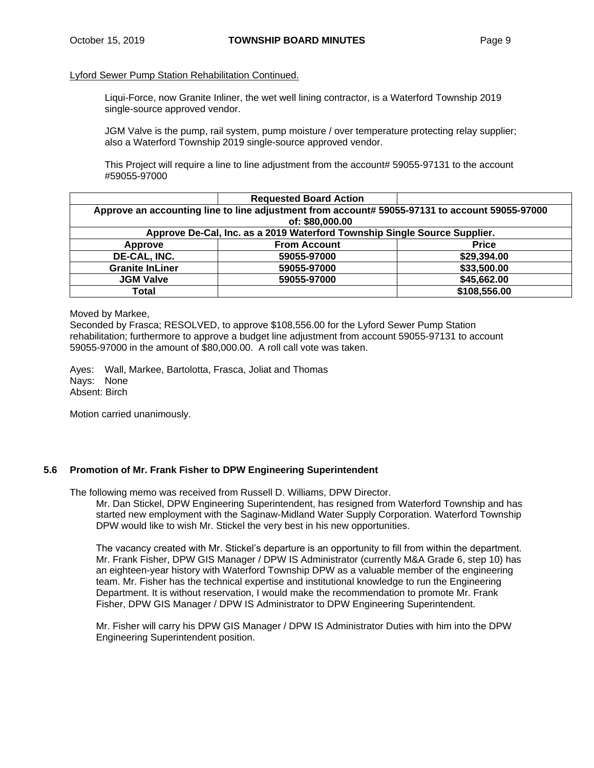Lyford Sewer Pump Station Rehabilitation Continued.

Liqui-Force, now Granite Inliner, the wet well lining contractor, is a Waterford Township 2019 single-source approved vendor.

JGM Valve is the pump, rail system, pump moisture / over temperature protecting relay supplier; also a Waterford Township 2019 single-source approved vendor.

This Project will require a line to line adjustment from the account# 59055-97131 to the account #59055-97000

| | **Requested Board Action** | |
|---|---|---|
| **Approve an accounting line to line adjustment from account# 59055-97131 to account 59055-97000 of: $80,000.00** | | |
| **Approve De-Cal, Inc. as a 2019 Waterford Township Single Source Supplier.** | | |
| **Approve** | **From Account** | **Price** |
| **DE-CAL, INC.** | **59055-97000** | **$29,394.00** |
| **Granite InLiner** | **59055-97000** | **$33,500.00** |
| **JGM Valve** | **59055-97000** | **$45,662.00** |
| **Total** | | **$108,556.00** |

Moved by Markee,
Seconded by Frasca; RESOLVED, to approve $108,556.00 for the Lyford Sewer Pump Station rehabilitation; furthermore to approve a budget line adjustment from account 59055-97131 to account 59055-97000 in the amount of $80,000.00. A roll call vote was taken.

Ayes: Wall, Markee, Bartolotta, Frasca, Joliat and Thomas
Nays: None
Absent: Birch

Motion carried unanimously.

### 5.6 Promotion of Mr. Frank Fisher to DPW Engineering Superintendent

The following memo was received from Russell D. Williams, DPW Director.

Mr. Dan Stickel, DPW Engineering Superintendent, has resigned from Waterford Township and has started new employment with the Saginaw-Midland Water Supply Corporation. Waterford Township DPW would like to wish Mr. Stickel the very best in his new opportunities.

The vacancy created with Mr. Stickel's departure is an opportunity to fill from within the department. Mr. Frank Fisher, DPW GIS Manager / DPW IS Administrator (currently M&A Grade 6, step 10) has an eighteen-year history with Waterford Township DPW as a valuable member of the engineering team. Mr. Fisher has the technical expertise and institutional knowledge to run the Engineering Department. It is without reservation, I would make the recommendation to promote Mr. Frank Fisher, DPW GIS Manager / DPW IS Administrator to DPW Engineering Superintendent.

Mr. Fisher will carry his DPW GIS Manager / DPW IS Administrator Duties with him into the DPW Engineering Superintendent position.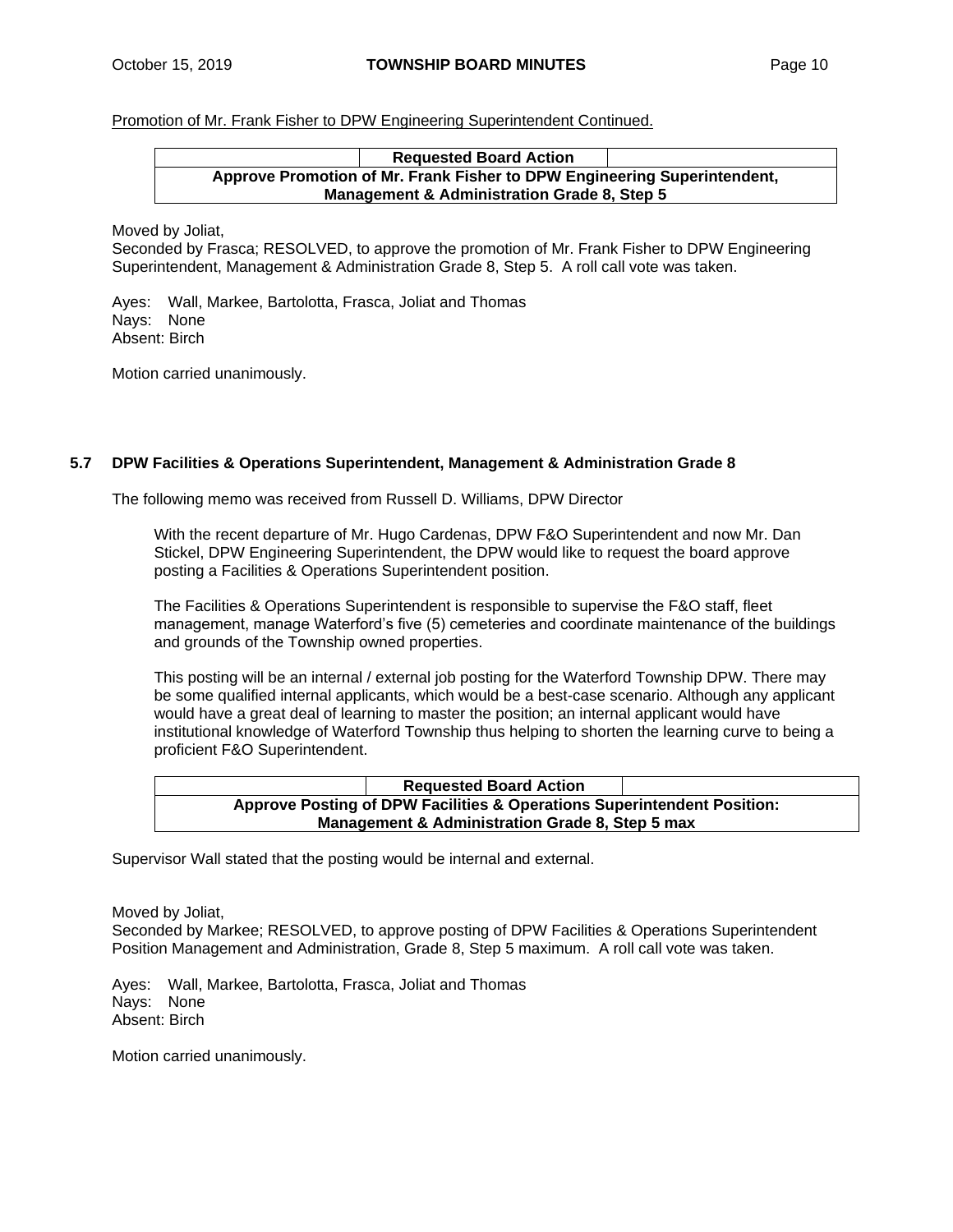Promotion of Mr. Frank Fisher to DPW Engineering Superintendent Continued.

| | Requested Board Action | |
|---|---|---|
| **Approve Promotion of Mr. Frank Fisher to DPW Engineering Superintendent, Management & Administration Grade 8, Step 5** | | |

Moved by Joliat,
Seconded by Frasca; RESOLVED, to approve the promotion of Mr. Frank Fisher to DPW Engineering Superintendent, Management & Administration Grade 8, Step 5. A roll call vote was taken.

Ayes: Wall, Markee, Bartolotta, Frasca, Joliat and Thomas
Nays: None
Absent: Birch

Motion carried unanimously.

### 5.7 DPW Facilities & Operations Superintendent, Management & Administration Grade 8

The following memo was received from Russell D. Williams, DPW Director

With the recent departure of Mr. Hugo Cardenas, DPW F&O Superintendent and now Mr. Dan Stickel, DPW Engineering Superintendent, the DPW would like to request the board approve posting a Facilities & Operations Superintendent position.

The Facilities & Operations Superintendent is responsible to supervise the F&O staff, fleet management, manage Waterford's five (5) cemeteries and coordinate maintenance of the buildings and grounds of the Township owned properties.

This posting will be an internal / external job posting for the Waterford Township DPW. There may be some qualified internal applicants, which would be a best-case scenario. Although any applicant would have a great deal of learning to master the position; an internal applicant would have institutional knowledge of Waterford Township thus helping to shorten the learning curve to being a proficient F&O Superintendent.

| | Requested Board Action | |
|---|---|---|
| **Approve Posting of DPW Facilities & Operations Superintendent Position: Management & Administration Grade 8, Step 5 max** | | |

Supervisor Wall stated that the posting would be internal and external.

Moved by Joliat,
Seconded by Markee; RESOLVED, to approve posting of DPW Facilities & Operations Superintendent Position Management and Administration, Grade 8, Step 5 maximum. A roll call vote was taken.

Ayes: Wall, Markee, Bartolotta, Frasca, Joliat and Thomas
Nays: None
Absent: Birch

Motion carried unanimously.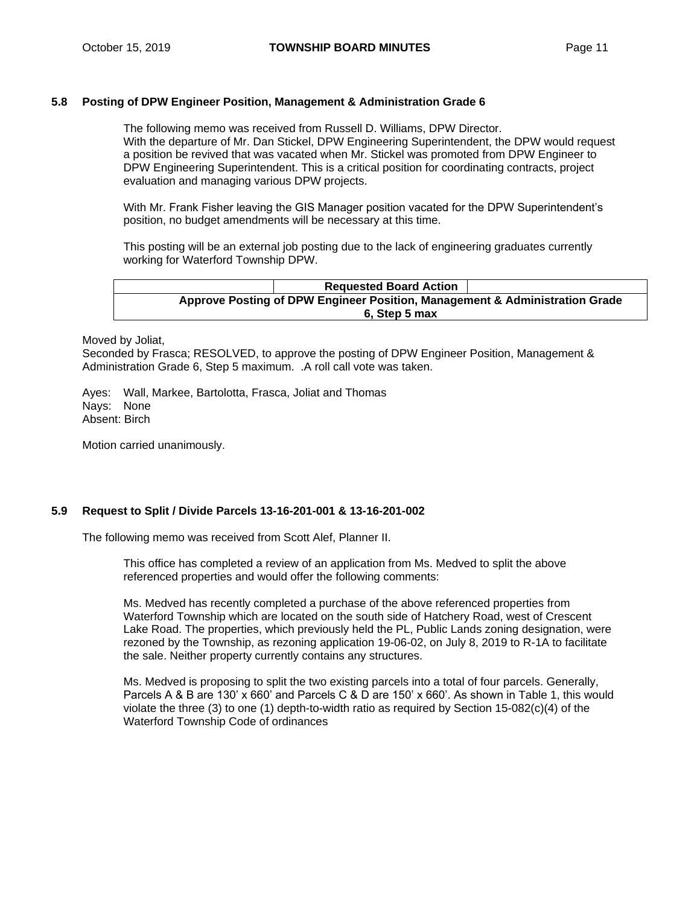### 5.8 Posting of DPW Engineer Position, Management & Administration Grade 6

The following memo was received from Russell D. Williams, DPW Director.
With the departure of Mr. Dan Stickel, DPW Engineering Superintendent, the DPW would request a position be revived that was vacated when Mr. Stickel was promoted from DPW Engineer to DPW Engineering Superintendent. This is a critical position for coordinating contracts, project evaluation and managing various DPW projects.

With Mr. Frank Fisher leaving the GIS Manager position vacated for the DPW Superintendent's position, no budget amendments will be necessary at this time.

This posting will be an external job posting due to the lack of engineering graduates currently working for Waterford Township DPW.

| | Requested Board Action | |
|---|---|---|
| **Approve Posting of DPW Engineer Position, Management & Administration Grade 6, Step 5 max** | | |

Moved by Joliat,
Seconded by Frasca; RESOLVED, to approve the posting of DPW Engineer Position, Management & Administration Grade 6, Step 5 maximum. .A roll call vote was taken.

Ayes: Wall, Markee, Bartolotta, Frasca, Joliat and Thomas
Nays: None
Absent: Birch

Motion carried unanimously.

### 5.9 Request to Split / Divide Parcels 13-16-201-001 & 13-16-201-002

The following memo was received from Scott Alef, Planner II.

This office has completed a review of an application from Ms. Medved to split the above referenced properties and would offer the following comments:

Ms. Medved has recently completed a purchase of the above referenced properties from Waterford Township which are located on the south side of Hatchery Road, west of Crescent Lake Road. The properties, which previously held the PL, Public Lands zoning designation, were rezoned by the Township, as rezoning application 19-06-02, on July 8, 2019 to R-1A to facilitate the sale. Neither property currently contains any structures.

Ms. Medved is proposing to split the two existing parcels into a total of four parcels. Generally, Parcels A & B are 130' x 660' and Parcels C & D are 150' x 660'. As shown in Table 1, this would violate the three (3) to one (1) depth-to-width ratio as required by Section 15-082(c)(4) of the Waterford Township Code of ordinances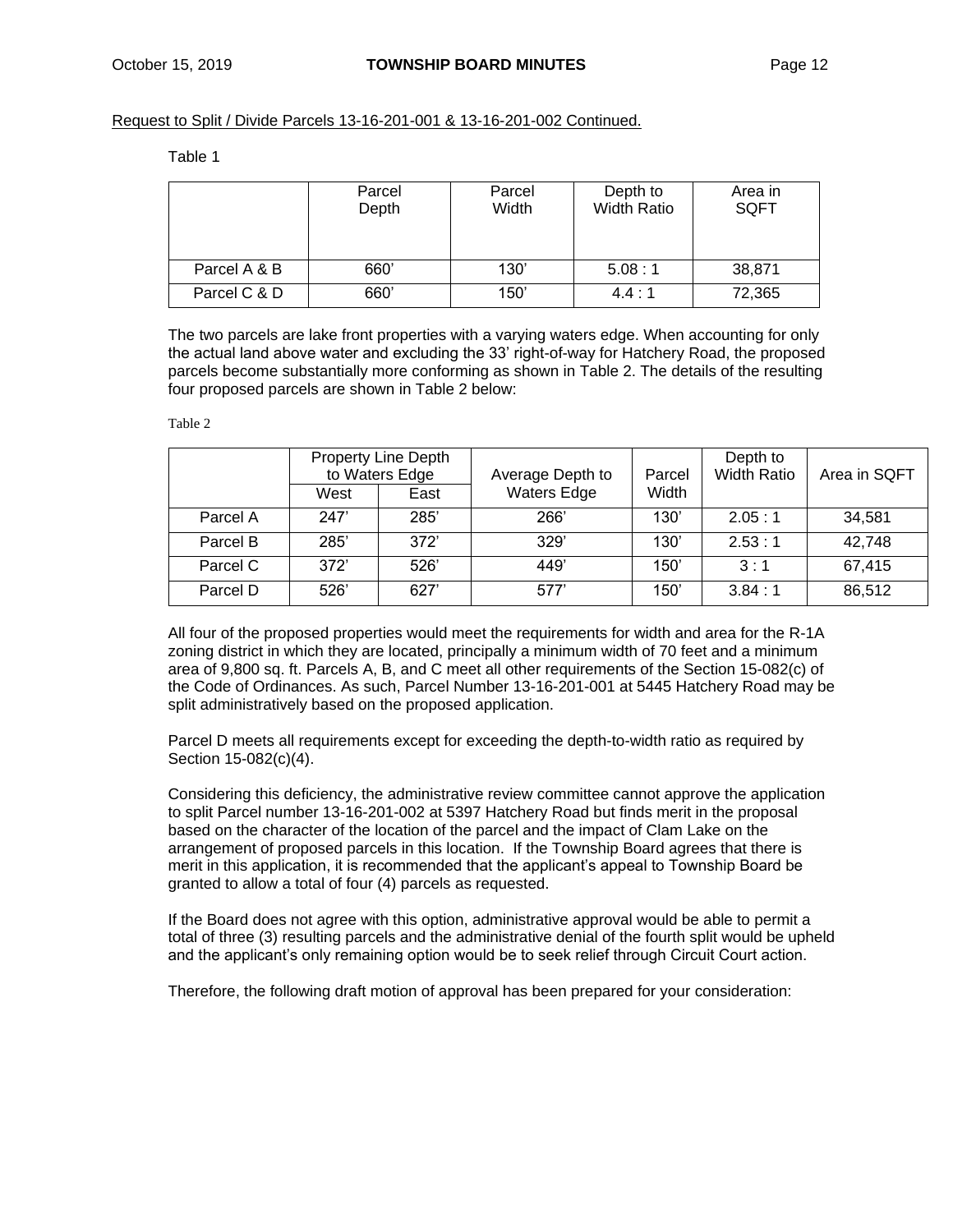Request to Split / Divide Parcels 13-16-201-001 & 13-16-201-002 Continued.

Table 1

| | Parcel Depth | Parcel Width | Depth to Width Ratio | Area in SQFT |
|---|---|---|---|---|
| Parcel A & B | 660' | 130' | 5.08 : 1 | 38,871 |
| Parcel C & D | 660' | 150' | 4.4 : 1 | 72,365 |

The two parcels are lake front properties with a varying waters edge. When accounting for only the actual land above water and excluding the 33' right-of-way for Hatchery Road, the proposed parcels become substantially more conforming as shown in Table 2. The details of the resulting four proposed parcels are shown in Table 2 below:

Table 2

| | Property Line Depth to Waters Edge | | Average Depth to Waters Edge | Parcel Width | Depth to Width Ratio | Area in SQFT |
|---|---|---|---|---|---|---|
| | West | East | | | | |
| Parcel A | 247' | 285' | 266' | 130' | 2.05 : 1 | 34,581 |
| Parcel B | 285' | 372' | 329' | 130' | 2.53 : 1 | 42,748 |
| Parcel C | 372' | 526' | 449' | 150' | 3 : 1 | 67,415 |
| Parcel D | 526' | 627' | 577' | 150' | 3.84 : 1 | 86,512 |

All four of the proposed properties would meet the requirements for width and area for the R-1A zoning district in which they are located, principally a minimum width of 70 feet and a minimum area of 9,800 sq. ft. Parcels A, B, and C meet all other requirements of the Section 15-082(c) of the Code of Ordinances. As such, Parcel Number 13-16-201-001 at 5445 Hatchery Road may be split administratively based on the proposed application.

Parcel D meets all requirements except for exceeding the depth-to-width ratio as required by Section 15-082(c)(4).

Considering this deficiency, the administrative review committee cannot approve the application to split Parcel number 13-16-201-002 at 5397 Hatchery Road but finds merit in the proposal based on the character of the location of the parcel and the impact of Clam Lake on the arrangement of proposed parcels in this location. If the Township Board agrees that there is merit in this application, it is recommended that the applicant's appeal to Township Board be granted to allow a total of four (4) parcels as requested.

If the Board does not agree with this option, administrative approval would be able to permit a total of three (3) resulting parcels and the administrative denial of the fourth split would be upheld and the applicant's only remaining option would be to seek relief through Circuit Court action.

Therefore, the following draft motion of approval has been prepared for your consideration: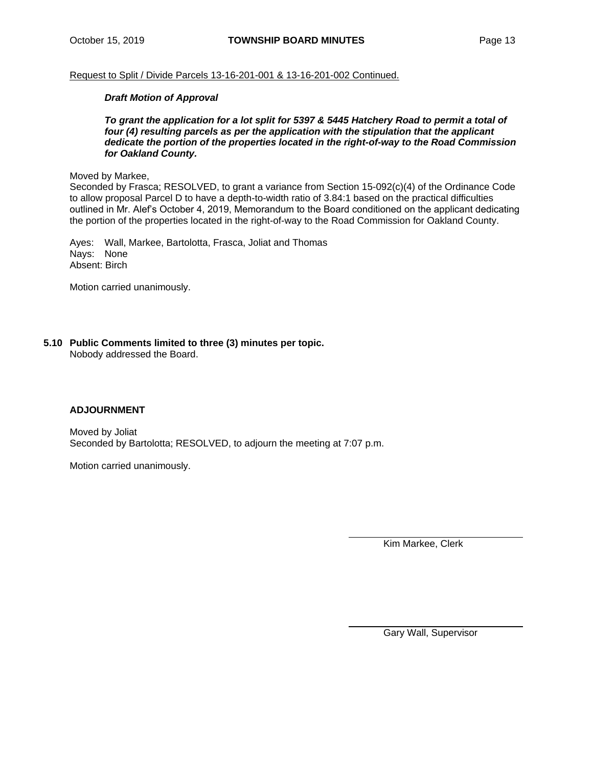Request to Split / Divide Parcels 13-16-201-001 & 13-16-201-002 Continued.

***Draft Motion of Approval***

***To grant the application for a lot split for 5397 & 5445 Hatchery Road to permit a total of four (4) resulting parcels as per the application with the stipulation that the applicant dedicate the portion of the properties located in the right-of-way to the Road Commission for Oakland County.***

Moved by Markee,
Seconded by Frasca; RESOLVED, to grant a variance from Section 15-092(c)(4) of the Ordinance Code to allow proposal Parcel D to have a depth-to-width ratio of 3.84:1 based on the practical difficulties outlined in Mr. Alef's October 4, 2019, Memorandum to the Board conditioned on the applicant dedicating the portion of the properties located in the right-of-way to the Road Commission for Oakland County.

Ayes: Wall, Markee, Bartolotta, Frasca, Joliat and Thomas
Nays: None
Absent: Birch

Motion carried unanimously.

**5.10 Public Comments limited to three (3) minutes per topic.**
Nobody addressed the Board.

**ADJOURNMENT**

Moved by Joliat
Seconded by Bartolotta; RESOLVED, to adjourn the meeting at 7:07 p.m.

Motion carried unanimously.

Kim Markee, Clerk

Gary Wall, Supervisor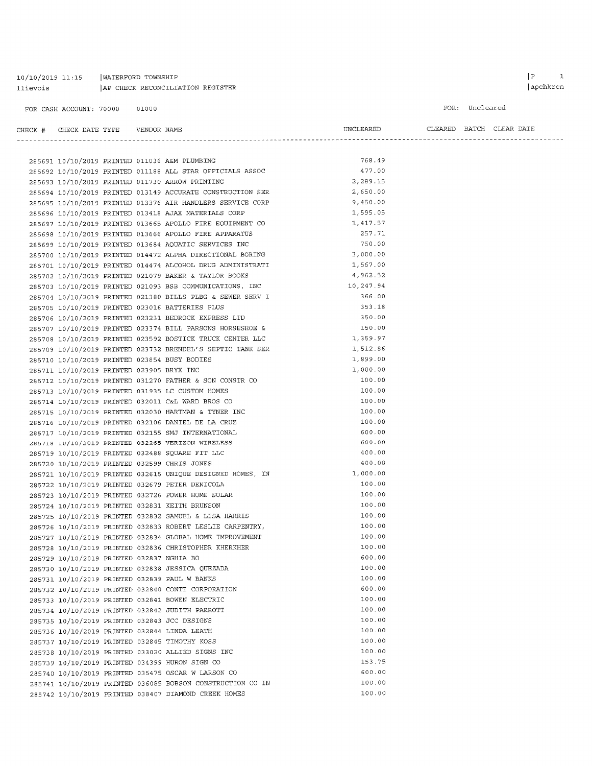10/10/2019 11:15 | WATERFORD TOWNSHIP
llievois | AP CHECK RECONCILIATION REGISTER

FOR CASH ACCOUNT: 70000 01000

FOR: Uncleared

| CHECK # | CHECK DATE | TYPE | VENDOR | NAME | UNCLEARED | CLEARED | BATCH | CLEAR DATE |
|---|---|---|---|---|---|---|---|---|
| 285691 | 10/10/2019 | PRINTED | 011036 | A&M PLUMBING | 768.49 | | | |
| 285692 | 10/10/2019 | PRINTED | 011188 | ALL STAR OFFICIALS ASSOC | 477.00 | | | |
| 285693 | 10/10/2019 | PRINTED | 011730 | ARROW PRINTING | 2,289.15 | | | |
| 285694 | 10/10/2019 | PRINTED | 013149 | ACCURATE CONSTRUCTION SER | 2,650.00 | | | |
| 285695 | 10/10/2019 | PRINTED | 013376 | AIR HANDLERS SERVICE CORP | 9,450.00 | | | |
| 285696 | 10/10/2019 | PRINTED | 013418 | AJAX MATERIALS CORP | 1,595.05 | | | |
| 285697 | 10/10/2019 | PRINTED | 013665 | APOLLO FIRE EQUIPMENT CO | 1,417.57 | | | |
| 285698 | 10/10/2019 | PRINTED | 013666 | APOLLO FIRE APPARATUS | 257.71 | | | |
| 285699 | 10/10/2019 | PRINTED | 013684 | AQUATIC SERVICES INC | 750.00 | | | |
| 285700 | 10/10/2019 | PRINTED | 014472 | ALPHA DIRECTIONAL BORING | 3,000.00 | | | |
| 285701 | 10/10/2019 | PRINTED | 014474 | ALCOHOL DRUG ADMINISTRATI | 1,567.00 | | | |
| 285702 | 10/10/2019 | PRINTED | 021079 | BAKER & TAYLOR BOOKS | 4,962.52 | | | |
| 285703 | 10/10/2019 | PRINTED | 021093 | BSB COMMUNICATIONS, INC | 10,247.94 | | | |
| 285704 | 10/10/2019 | PRINTED | 021380 | BILLS PLBG & SEWER SERV I | 366.00 | | | |
| 285705 | 10/10/2019 | PRINTED | 023016 | BATTERIES PLUS | 353.18 | | | |
| 285706 | 10/10/2019 | PRINTED | 023231 | BEDROCK EXPRESS LTD | 350.00 | | | |
| 285707 | 10/10/2019 | PRINTED | 023374 | BILL PARSONS HORSESHOE & | 150.00 | | | |
| 285708 | 10/10/2019 | PRINTED | 023592 | BOSTICK TRUCK CENTER LLC | 1,359.97 | | | |
| 285709 | 10/10/2019 | PRINTED | 023732 | BRENDEL'S SEPTIC TANK SER | 1,512.86 | | | |
| 285710 | 10/10/2019 | PRINTED | 023854 | BUSY BODIES | 1,899.00 | | | |
| 285711 | 10/10/2019 | PRINTED | 023905 | BRYX INC | 1,000.00 | | | |
| 285712 | 10/10/2019 | PRINTED | 031270 | FATHER & SON CONSTR CO | 100.00 | | | |
| 285713 | 10/10/2019 | PRINTED | 031935 | LC CUSTOM HOMES | 100.00 | | | |
| 285714 | 10/10/2019 | PRINTED | 032011 | C&L WARD BROS CO | 100.00 | | | |
| 285715 | 10/10/2019 | PRINTED | 032030 | HARTMAN & TYNER INC | 100.00 | | | |
| 285716 | 10/10/2019 | PRINTED | 032106 | DANIEL DE LA CRUZ | 100.00 | | | |
| 285717 | 10/10/2019 | PRINTED | 032155 | SMJ INTERNATIONAL | 600.00 | | | |
| 285718 | 10/10/2019 | PRINTED | 032265 | VERIZON WIRELESS | 600.00 | | | |
| 285719 | 10/10/2019 | PRINTED | 032488 | SQUARE FIT LLC | 400.00 | | | |
| 285720 | 10/10/2019 | PRINTED | 032599 | CHRIS JONES | 400.00 | | | |
| 285721 | 10/10/2019 | PRINTED | 032615 | UNIQUE DESIGNED HOMES, IN | 1,000.00 | | | |
| 285722 | 10/10/2019 | PRINTED | 032679 | PETER DENICOLA | 100.00 | | | |
| 285723 | 10/10/2019 | PRINTED | 032726 | POWER HOME SOLAR | 100.00 | | | |
| 285724 | 10/10/2019 | PRINTED | 032831 | KEITH BRUNSON | 100.00 | | | |
| 285725 | 10/10/2019 | PRINTED | 032832 | SAMUEL & LISA HARRIS | 100.00 | | | |
| 285726 | 10/10/2019 | PRINTED | 032833 | ROBERT LESLIE CARPENTRY, | 100.00 | | | |
| 285727 | 10/10/2019 | PRINTED | 032834 | GLOBAL HOME IMPROVEMENT | 100.00 | | | |
| 285728 | 10/10/2019 | PRINTED | 032836 | CHRISTOPHER KHERKHER | 100.00 | | | |
| 285729 | 10/10/2019 | PRINTED | 032837 | NGHIA BO | 600.00 | | | |
| 285730 | 10/10/2019 | PRINTED | 032838 | JESSICA QUEZADA | 100.00 | | | |
| 285731 | 10/10/2019 | PRINTED | 032839 | PAUL W BANKS | 100.00 | | | |
| 285732 | 10/10/2019 | PRINTED | 032840 | CONTI CORPORATION | 600.00 | | | |
| 285733 | 10/10/2019 | PRINTED | 032841 | BOWEN ELECTRIC | 100.00 | | | |
| 285734 | 10/10/2019 | PRINTED | 032842 | JUDITH PARROTT | 100.00 | | | |
| 285735 | 10/10/2019 | PRINTED | 032843 | JCC DESIGNS | 100.00 | | | |
| 285736 | 10/10/2019 | PRINTED | 032844 | LINDA LEATH | 100.00 | | | |
| 285737 | 10/10/2019 | PRINTED | 032845 | TIMOTHY KOSS | 100.00 | | | |
| 285738 | 10/10/2019 | PRINTED | 033020 | ALLIED SIGNS INC | 100.00 | | | |
| 285739 | 10/10/2019 | PRINTED | 034399 | HURON SIGN CO | 153.75 | | | |
| 285740 | 10/10/2019 | PRINTED | 035475 | OSCAR W LARSON CO | 600.00 | | | |
| 285741 | 10/10/2019 | PRINTED | 036085 | BOBSON CONSTRUCTION CO IN | 100.00 | | | |
| 285742 | 10/10/2019 | PRINTED | 038407 | DIAMOND CREEK HOMES | 100.00 | | | |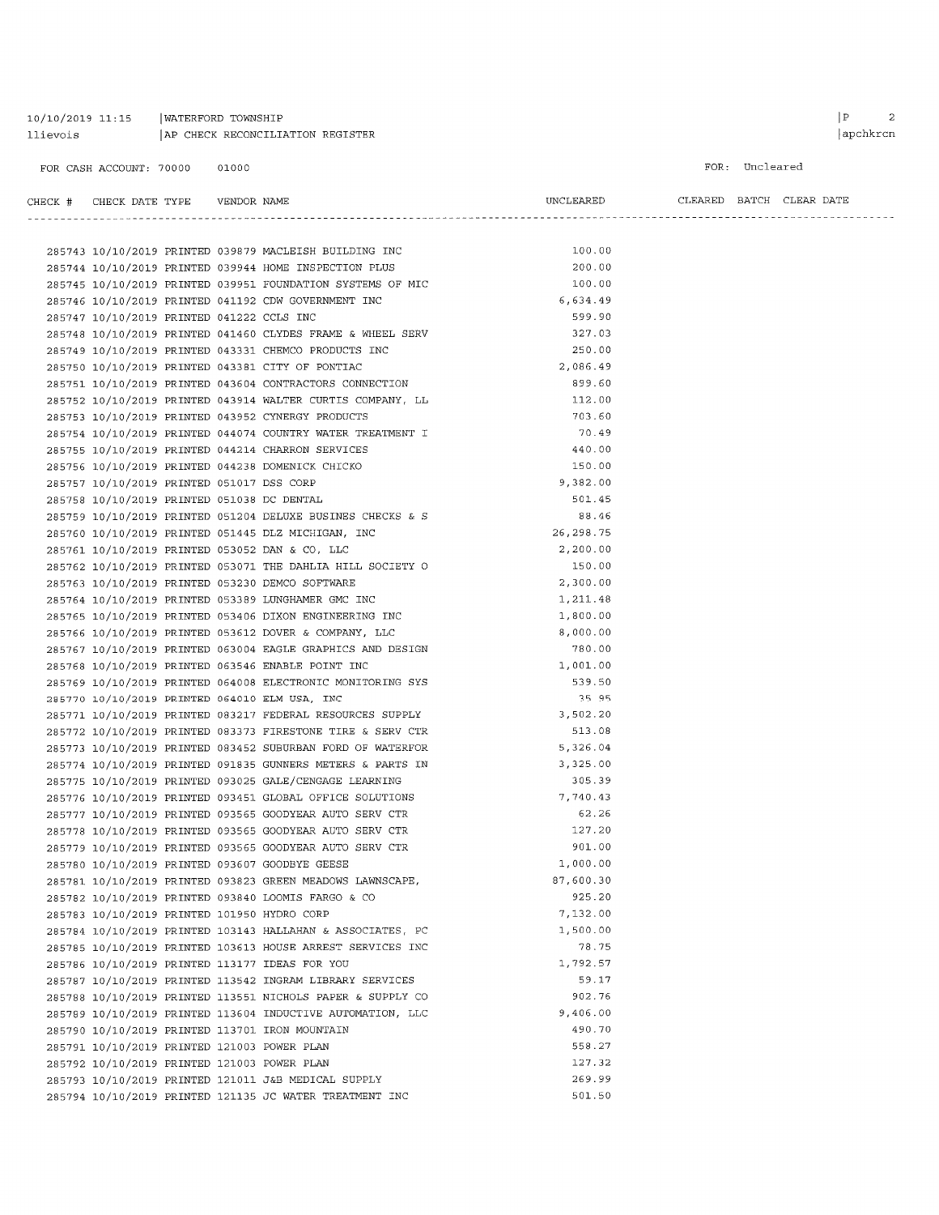10/10/2019 11:15 | WATERFORD TOWNSHIP
llievois | AP CHECK RECONCILIATION REGISTER

FOR CASH ACCOUNT: 70000 01000

FOR: Uncleared

| CHECK # | CHECK DATE | TYPE | VENDOR | NAME | UNCLEARED | CLEARED | BATCH | CLEAR DATE |
|---|---|---|---|---|---|---|---|---|
| 285743 | 10/10/2019 | PRINTED | 039879 | MACLEISH BUILDING INC | 100.00 | | | |
| 285744 | 10/10/2019 | PRINTED | 039944 | HOME INSPECTION PLUS | 200.00 | | | |
| 285745 | 10/10/2019 | PRINTED | 039951 | FOUNDATION SYSTEMS OF MIC | 100.00 | | | |
| 285746 | 10/10/2019 | PRINTED | 041192 | CDW GOVERNMENT INC | 6,634.49 | | | |
| 285747 | 10/10/2019 | PRINTED | 041222 | CCLS INC | 599.90 | | | |
| 285748 | 10/10/2019 | PRINTED | 041460 | CLYDES FRAME & WHEEL SERV | 327.03 | | | |
| 285749 | 10/10/2019 | PRINTED | 043331 | CHEMCO PRODUCTS INC | 250.00 | | | |
| 285750 | 10/10/2019 | PRINTED | 043381 | CITY OF PONTIAC | 2,086.49 | | | |
| 285751 | 10/10/2019 | PRINTED | 043604 | CONTRACTORS CONNECTION | 899.60 | | | |
| 285752 | 10/10/2019 | PRINTED | 043914 | WALTER CURTIS COMPANY, LL | 112.00 | | | |
| 285753 | 10/10/2019 | PRINTED | 043952 | CYNERGY PRODUCTS | 703.60 | | | |
| 285754 | 10/10/2019 | PRINTED | 044074 | COUNTRY WATER TREATMENT I | 70.49 | | | |
| 285755 | 10/10/2019 | PRINTED | 044214 | CHARRON SERVICES | 440.00 | | | |
| 285756 | 10/10/2019 | PRINTED | 044238 | DOMENICK CHICKO | 150.00 | | | |
| 285757 | 10/10/2019 | PRINTED | 051017 | DSS CORP | 9,382.00 | | | |
| 285758 | 10/10/2019 | PRINTED | 051038 | DC DENTAL | 501.45 | | | |
| 285759 | 10/10/2019 | PRINTED | 051204 | DELUXE BUSINES CHECKS & S | 88.46 | | | |
| 285760 | 10/10/2019 | PRINTED | 051445 | DLZ MICHIGAN, INC | 26,298.75 | | | |
| 285761 | 10/10/2019 | PRINTED | 053052 | DAN & CO, LLC | 2,200.00 | | | |
| 285762 | 10/10/2019 | PRINTED | 053071 | THE DAHLIA HILL SOCIETY O | 150.00 | | | |
| 285763 | 10/10/2019 | PRINTED | 053230 | DEMCO SOFTWARE | 2,300.00 | | | |
| 285764 | 10/10/2019 | PRINTED | 053389 | LUNGHAMER GMC INC | 1,211.48 | | | |
| 285765 | 10/10/2019 | PRINTED | 053406 | DIXON ENGINEERING INC | 1,800.00 | | | |
| 285766 | 10/10/2019 | PRINTED | 053612 | DOVER & COMPANY, LLC | 8,000.00 | | | |
| 285767 | 10/10/2019 | PRINTED | 063004 | EAGLE GRAPHICS AND DESIGN | 780.00 | | | |
| 285768 | 10/10/2019 | PRINTED | 063546 | ENABLE POINT INC | 1,001.00 | | | |
| 285769 | 10/10/2019 | PRINTED | 064008 | ELECTRONIC MONITORING SYS | 539.50 | | | |
| 285770 | 10/10/2019 | PRINTED | 064010 | ELM USA, INC | 35.95 | | | |
| 285771 | 10/10/2019 | PRINTED | 083217 | FEDERAL RESOURCES SUPPLY | 3,502.20 | | | |
| 285772 | 10/10/2019 | PRINTED | 083373 | FIRESTONE TIRE & SERV CTR | 513.08 | | | |
| 285773 | 10/10/2019 | PRINTED | 083452 | SUBURBAN FORD OF WATERFOR | 5,326.04 | | | |
| 285774 | 10/10/2019 | PRINTED | 091835 | GUNNERS METERS & PARTS IN | 3,325.00 | | | |
| 285775 | 10/10/2019 | PRINTED | 093025 | GALE/CENGAGE LEARNING | 305.39 | | | |
| 285776 | 10/10/2019 | PRINTED | 093451 | GLOBAL OFFICE SOLUTIONS | 7,740.43 | | | |
| 285777 | 10/10/2019 | PRINTED | 093565 | GOODYEAR AUTO SERV CTR | 62.26 | | | |
| 285778 | 10/10/2019 | PRINTED | 093565 | GOODYEAR AUTO SERV CTR | 127.20 | | | |
| 285779 | 10/10/2019 | PRINTED | 093565 | GOODYEAR AUTO SERV CTR | 901.00 | | | |
| 285780 | 10/10/2019 | PRINTED | 093607 | GOODBYE GEESE | 1,000.00 | | | |
| 285781 | 10/10/2019 | PRINTED | 093823 | GREEN MEADOWS LAWNSCAPE, | 87,600.30 | | | |
| 285782 | 10/10/2019 | PRINTED | 093840 | LOOMIS FARGO & CO | 925.20 | | | |
| 285783 | 10/10/2019 | PRINTED | 101950 | HYDRO CORP | 7,132.00 | | | |
| 285784 | 10/10/2019 | PRINTED | 103143 | HALLAHAN & ASSOCIATES, PC | 1,500.00 | | | |
| 285785 | 10/10/2019 | PRINTED | 103613 | HOUSE ARREST SERVICES INC | 78.75 | | | |
| 285786 | 10/10/2019 | PRINTED | 113177 | IDEAS FOR YOU | 1,792.57 | | | |
| 285787 | 10/10/2019 | PRINTED | 113542 | INGRAM LIBRARY SERVICES | 59.17 | | | |
| 285788 | 10/10/2019 | PRINTED | 113551 | NICHOLS PAPER & SUPPLY CO | 902.76 | | | |
| 285789 | 10/10/2019 | PRINTED | 113604 | INDUCTIVE AUTOMATION, LLC | 9,406.00 | | | |
| 285790 | 10/10/2019 | PRINTED | 113701 | IRON MOUNTAIN | 490.70 | | | |
| 285791 | 10/10/2019 | PRINTED | 121003 | POWER PLAN | 558.27 | | | |
| 285792 | 10/10/2019 | PRINTED | 121003 | POWER PLAN | 127.32 | | | |
| 285793 | 10/10/2019 | PRINTED | 121011 | J&B MEDICAL SUPPLY | 269.99 | | | |
| 285794 | 10/10/2019 | PRINTED | 121135 | JC WATER TREATMENT INC | 501.50 | | | |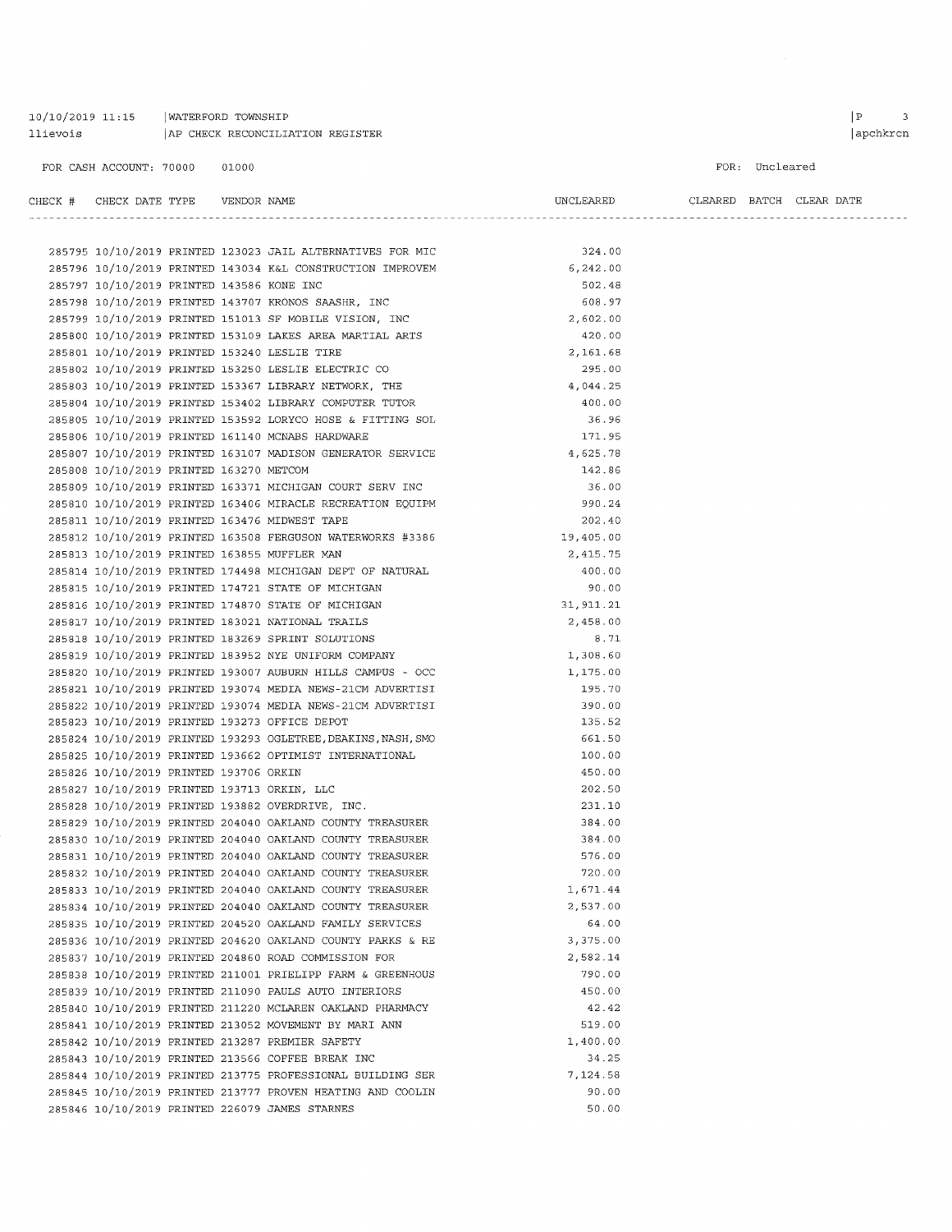10/10/2019 11:15 | WATERFORD TOWNSHIP
llievois | AP CHECK RECONCILIATION REGISTER

FOR CASH ACCOUNT: 70000 01000

FOR: Uncleared

| CHECK # | CHECK DATE | TYPE | VENDOR | NAME | UNCLEARED | CLEARED | BATCH | CLEAR DATE |
|---|---|---|---|---|---|---|---|---|
| 285795 | 10/10/2019 | PRINTED | 123023 | JAIL ALTERNATIVES FOR MIC | 324.00 | | | |
| 285796 | 10/10/2019 | PRINTED | 143034 | K&L CONSTRUCTION IMPROVEM | 6,242.00 | | | |
| 285797 | 10/10/2019 | PRINTED | 143586 | KONE INC | 502.48 | | | |
| 285798 | 10/10/2019 | PRINTED | 143707 | KRONOS SAASHR, INC | 608.97 | | | |
| 285799 | 10/10/2019 | PRINTED | 151013 | SF MOBILE VISION, INC | 2,602.00 | | | |
| 285800 | 10/10/2019 | PRINTED | 153109 | LAKES AREA MARTIAL ARTS | 420.00 | | | |
| 285801 | 10/10/2019 | PRINTED | 153240 | LESLIE TIRE | 2,161.68 | | | |
| 285802 | 10/10/2019 | PRINTED | 153250 | LESLIE ELECTRIC CO | 295.00 | | | |
| 285803 | 10/10/2019 | PRINTED | 153367 | LIBRARY NETWORK, THE | 4,044.25 | | | |
| 285804 | 10/10/2019 | PRINTED | 153402 | LIBRARY COMPUTER TUTOR | 400.00 | | | |
| 285805 | 10/10/2019 | PRINTED | 153592 | LORYCO HOSE & FITTING SOL | 36.96 | | | |
| 285806 | 10/10/2019 | PRINTED | 161140 | MCNABS HARDWARE | 171.95 | | | |
| 285807 | 10/10/2019 | PRINTED | 163107 | MADISON GENERATOR SERVICE | 4,625.78 | | | |
| 285808 | 10/10/2019 | PRINTED | 163270 | METCOM | 142.86 | | | |
| 285809 | 10/10/2019 | PRINTED | 163371 | MICHIGAN COURT SERV INC | 36.00 | | | |
| 285810 | 10/10/2019 | PRINTED | 163406 | MIRACLE RECREATION EQUIPM | 990.24 | | | |
| 285811 | 10/10/2019 | PRINTED | 163476 | MIDWEST TAPE | 202.40 | | | |
| 285812 | 10/10/2019 | PRINTED | 163508 | FERGUSON WATERWORKS #3386 | 19,405.00 | | | |
| 285813 | 10/10/2019 | PRINTED | 163855 | MUFFLER MAN | 2,415.75 | | | |
| 285814 | 10/10/2019 | PRINTED | 174498 | MICHIGAN DEPT OF NATURAL | 400.00 | | | |
| 285815 | 10/10/2019 | PRINTED | 174721 | STATE OF MICHIGAN | 90.00 | | | |
| 285816 | 10/10/2019 | PRINTED | 174870 | STATE OF MICHIGAN | 31,911.21 | | | |
| 285817 | 10/10/2019 | PRINTED | 183021 | NATIONAL TRAILS | 2,458.00 | | | |
| 285818 | 10/10/2019 | PRINTED | 183269 | SPRINT SOLUTIONS | 8.71 | | | |
| 285819 | 10/10/2019 | PRINTED | 183952 | NYE UNIFORM COMPANY | 1,308.60 | | | |
| 285820 | 10/10/2019 | PRINTED | 193007 | AUBURN HILLS CAMPUS - OCC | 1,175.00 | | | |
| 285821 | 10/10/2019 | PRINTED | 193074 | MEDIA NEWS-21CM ADVERTISI | 195.70 | | | |
| 285822 | 10/10/2019 | PRINTED | 193074 | MEDIA NEWS-21CM ADVERTISI | 390.00 | | | |
| 285823 | 10/10/2019 | PRINTED | 193273 | OFFICE DEPOT | 135.52 | | | |
| 285824 | 10/10/2019 | PRINTED | 193293 | OGLETREE,DEAKINS,NASH,SMO | 661.50 | | | |
| 285825 | 10/10/2019 | PRINTED | 193662 | OPTIMIST INTERNATIONAL | 100.00 | | | |
| 285826 | 10/10/2019 | PRINTED | 193706 | ORKIN | 450.00 | | | |
| 285827 | 10/10/2019 | PRINTED | 193713 | ORKIN, LLC | 202.50 | | | |
| 285828 | 10/10/2019 | PRINTED | 193882 | OVERDRIVE, INC. | 231.10 | | | |
| 285829 | 10/10/2019 | PRINTED | 204040 | OAKLAND COUNTY TREASURER | 384.00 | | | |
| 285830 | 10/10/2019 | PRINTED | 204040 | OAKLAND COUNTY TREASURER | 384.00 | | | |
| 285831 | 10/10/2019 | PRINTED | 204040 | OAKLAND COUNTY TREASURER | 576.00 | | | |
| 285832 | 10/10/2019 | PRINTED | 204040 | OAKLAND COUNTY TREASURER | 720.00 | | | |
| 285833 | 10/10/2019 | PRINTED | 204040 | OAKLAND COUNTY TREASURER | 1,671.44 | | | |
| 285834 | 10/10/2019 | PRINTED | 204040 | OAKLAND COUNTY TREASURER | 2,537.00 | | | |
| 285835 | 10/10/2019 | PRINTED | 204520 | OAKLAND FAMILY SERVICES | 64.00 | | | |
| 285836 | 10/10/2019 | PRINTED | 204620 | OAKLAND COUNTY PARKS & RE | 3,375.00 | | | |
| 285837 | 10/10/2019 | PRINTED | 204860 | ROAD COMMISSION FOR | 2,582.14 | | | |
| 285838 | 10/10/2019 | PRINTED | 211001 | PRIELIPP FARM & GREENHOUS | 790.00 | | | |
| 285839 | 10/10/2019 | PRINTED | 211090 | PAULS AUTO INTERIORS | 450.00 | | | |
| 285840 | 10/10/2019 | PRINTED | 211220 | MCLAREN OAKLAND PHARMACY | 42.42 | | | |
| 285841 | 10/10/2019 | PRINTED | 213052 | MOVEMENT BY MARI ANN | 519.00 | | | |
| 285842 | 10/10/2019 | PRINTED | 213287 | PREMIER SAFETY | 1,400.00 | | | |
| 285843 | 10/10/2019 | PRINTED | 213566 | COFFEE BREAK INC | 34.25 | | | |
| 285844 | 10/10/2019 | PRINTED | 213775 | PROFESSIONAL BUILDING SER | 7,124.58 | | | |
| 285845 | 10/10/2019 | PRINTED | 213777 | PROVEN HEATING AND COOLIN | 90.00 | | | |
| 285846 | 10/10/2019 | PRINTED | 226079 | JAMES STARNES | 50.00 | | | |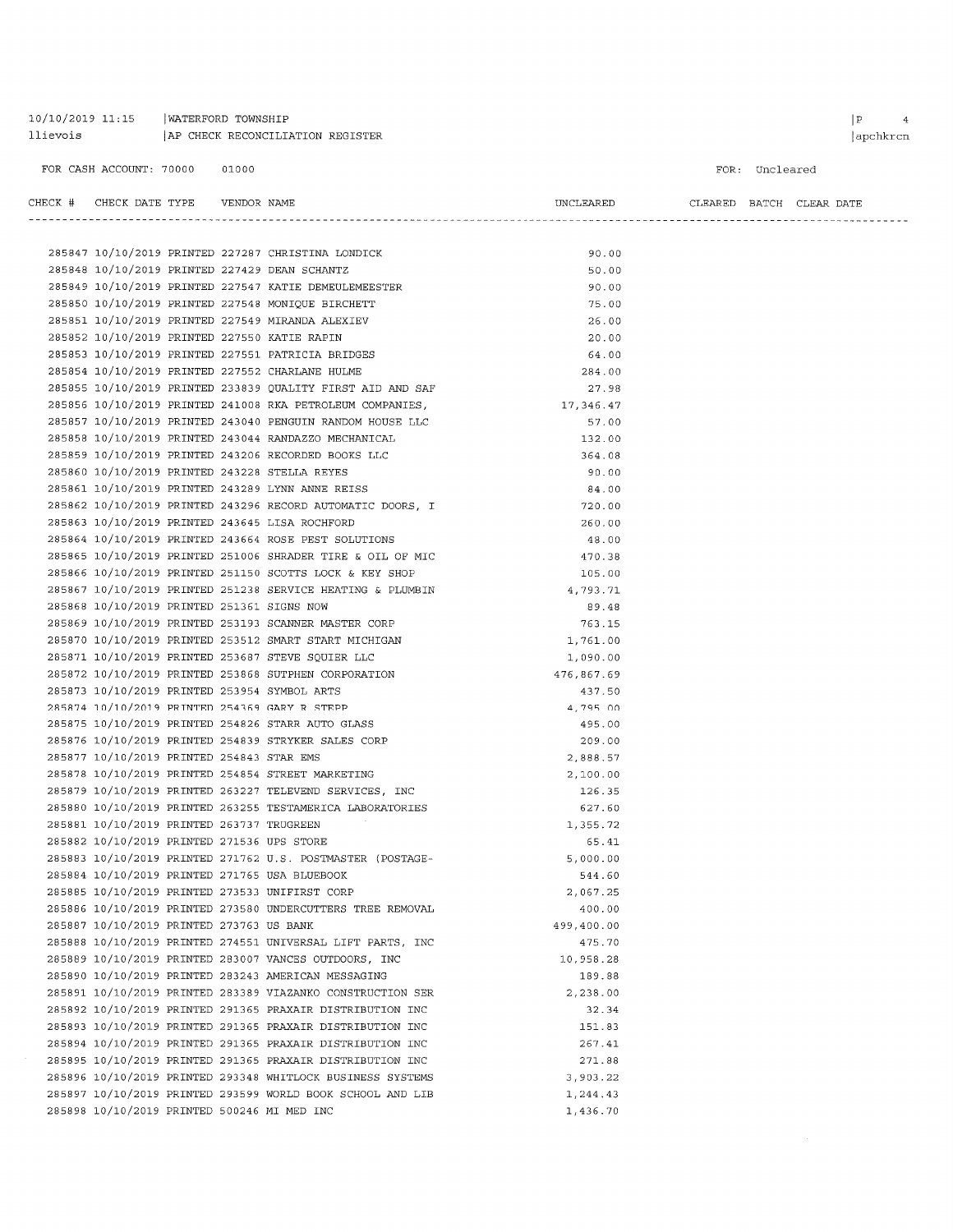10/10/2019 11:15 | WATERFORD TOWNSHIP
llievois | AP CHECK RECONCILIATION REGISTER

FOR CASH ACCOUNT: 70000 01000

FOR: Uncleared

| CHECK # | CHECK DATE | TYPE | VENDOR | NAME | UNCLEARED | CLEARED | BATCH | CLEAR DATE |
|---|---|---|---|---|---|---|---|---|
| 285847 | 10/10/2019 | PRINTED | 227287 | CHRISTINA LONDICK | 90.00 | | | |
| 285848 | 10/10/2019 | PRINTED | 227429 | DEAN SCHANTZ | 50.00 | | | |
| 285849 | 10/10/2019 | PRINTED | 227547 | KATIE DEMEULEMEESTER | 90.00 | | | |
| 285850 | 10/10/2019 | PRINTED | 227548 | MONIQUE BIRCHETT | 75.00 | | | |
| 285851 | 10/10/2019 | PRINTED | 227549 | MIRANDA ALEXIEV | 26.00 | | | |
| 285852 | 10/10/2019 | PRINTED | 227550 | KATIE RAPIN | 20.00 | | | |
| 285853 | 10/10/2019 | PRINTED | 227551 | PATRICIA BRIDGES | 64.00 | | | |
| 285854 | 10/10/2019 | PRINTED | 227552 | CHARLANE HULME | 284.00 | | | |
| 285855 | 10/10/2019 | PRINTED | 233839 | QUALITY FIRST AID AND SAF | 27.98 | | | |
| 285856 | 10/10/2019 | PRINTED | 241008 | RKA PETROLEUM COMPANIES, | 17,346.47 | | | |
| 285857 | 10/10/2019 | PRINTED | 243040 | PENGUIN RANDOM HOUSE LLC | 57.00 | | | |
| 285858 | 10/10/2019 | PRINTED | 243044 | RANDAZZO MECHANICAL | 132.00 | | | |
| 285859 | 10/10/2019 | PRINTED | 243206 | RECORDED BOOKS LLC | 364.08 | | | |
| 285860 | 10/10/2019 | PRINTED | 243228 | STELLA REYES | 90.00 | | | |
| 285861 | 10/10/2019 | PRINTED | 243289 | LYNN ANNE REISS | 84.00 | | | |
| 285862 | 10/10/2019 | PRINTED | 243296 | RECORD AUTOMATIC DOORS, I | 720.00 | | | |
| 285863 | 10/10/2019 | PRINTED | 243645 | LISA ROCHFORD | 260.00 | | | |
| 285864 | 10/10/2019 | PRINTED | 243664 | ROSE PEST SOLUTIONS | 48.00 | | | |
| 285865 | 10/10/2019 | PRINTED | 251006 | SHRADER TIRE & OIL OF MIC | 470.38 | | | |
| 285866 | 10/10/2019 | PRINTED | 251150 | SCOTTS LOCK & KEY SHOP | 105.00 | | | |
| 285867 | 10/10/2019 | PRINTED | 251238 | SERVICE HEATING & PLUMBIN | 4,793.71 | | | |
| 285868 | 10/10/2019 | PRINTED | 251361 | SIGNS NOW | 89.48 | | | |
| 285869 | 10/10/2019 | PRINTED | 253193 | SCANNER MASTER CORP | 763.15 | | | |
| 285870 | 10/10/2019 | PRINTED | 253512 | SMART START MICHIGAN | 1,761.00 | | | |
| 285871 | 10/10/2019 | PRINTED | 253687 | STEVE SQUIER LLC | 1,090.00 | | | |
| 285872 | 10/10/2019 | PRINTED | 253868 | SUTPHEN CORPORATION | 476,867.69 | | | |
| 285873 | 10/10/2019 | PRINTED | 253954 | SYMBOL ARTS | 437.50 | | | |
| 285874 | 10/10/2019 | PRINTED | 254369 | GARY R STEPP | 4,795.00 | | | |
| 285875 | 10/10/2019 | PRINTED | 254826 | STARR AUTO GLASS | 495.00 | | | |
| 285876 | 10/10/2019 | PRINTED | 254839 | STRYKER SALES CORP | 209.00 | | | |
| 285877 | 10/10/2019 | PRINTED | 254843 | STAR EMS | 2,888.57 | | | |
| 285878 | 10/10/2019 | PRINTED | 254854 | STREET MARKETING | 2,100.00 | | | |
| 285879 | 10/10/2019 | PRINTED | 263227 | TELEVEND SERVICES, INC | 126.35 | | | |
| 285880 | 10/10/2019 | PRINTED | 263255 | TESTAMERICA LABORATORIES | 627.60 | | | |
| 285881 | 10/10/2019 | PRINTED | 263737 | TRUGREEN | 1,355.72 | | | |
| 285882 | 10/10/2019 | PRINTED | 271536 | UPS STORE | 65.41 | | | |
| 285883 | 10/10/2019 | PRINTED | 271762 | U.S. POSTMASTER (POSTAGE- | 5,000.00 | | | |
| 285884 | 10/10/2019 | PRINTED | 271765 | USA BLUEBOOK | 544.60 | | | |
| 285885 | 10/10/2019 | PRINTED | 273533 | UNIFIRST CORP | 2,067.25 | | | |
| 285886 | 10/10/2019 | PRINTED | 273580 | UNDERCUTTERS TREE REMOVAL | 400.00 | | | |
| 285887 | 10/10/2019 | PRINTED | 273763 | US BANK | 499,400.00 | | | |
| 285888 | 10/10/2019 | PRINTED | 274551 | UNIVERSAL LIFT PARTS, INC | 475.70 | | | |
| 285889 | 10/10/2019 | PRINTED | 283007 | VANCES OUTDOORS, INC | 10,958.28 | | | |
| 285890 | 10/10/2019 | PRINTED | 283243 | AMERICAN MESSAGING | 189.88 | | | |
| 285891 | 10/10/2019 | PRINTED | 283389 | VIAZANKO CONSTRUCTION SER | 2,238.00 | | | |
| 285892 | 10/10/2019 | PRINTED | 291365 | PRAXAIR DISTRIBUTION INC | 32.34 | | | |
| 285893 | 10/10/2019 | PRINTED | 291365 | PRAXAIR DISTRIBUTION INC | 151.83 | | | |
| 285894 | 10/10/2019 | PRINTED | 291365 | PRAXAIR DISTRIBUTION INC | 267.41 | | | |
| 285895 | 10/10/2019 | PRINTED | 291365 | PRAXAIR DISTRIBUTION INC | 271.88 | | | |
| 285896 | 10/10/2019 | PRINTED | 293348 | WHITLOCK BUSINESS SYSTEMS | 3,903.22 | | | |
| 285897 | 10/10/2019 | PRINTED | 293599 | WORLD BOOK SCHOOL AND LIB | 1,244.43 | | | |
| 285898 | 10/10/2019 | PRINTED | 500246 | MI MED INC | 1,436.70 | | | |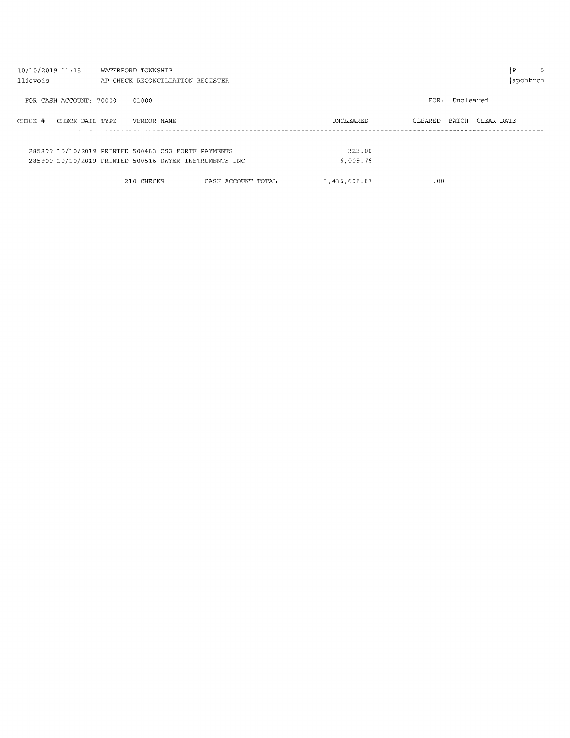FOR CASH ACCOUNT: 70000 01000

FOR: Uncleared

| CHECK # | CHECK DATE | TYPE | VENDOR NAME | UNCLEARED | CLEARED | BATCH | CLEAR DATE |
|---|---|---|---|---|---|---|---|
| 285899 | 10/10/2019 | PRINTED | 500483 CSG FORTE PAYMENTS | 323.00 | | | |
| 285900 | 10/10/2019 | PRINTED | 500516 DWYER INSTRUMENTS INC | 6,009.76 | | | |
| | | 210 CHECKS | CASH ACCOUNT TOTAL | 1,416,608.87 | .00 | | |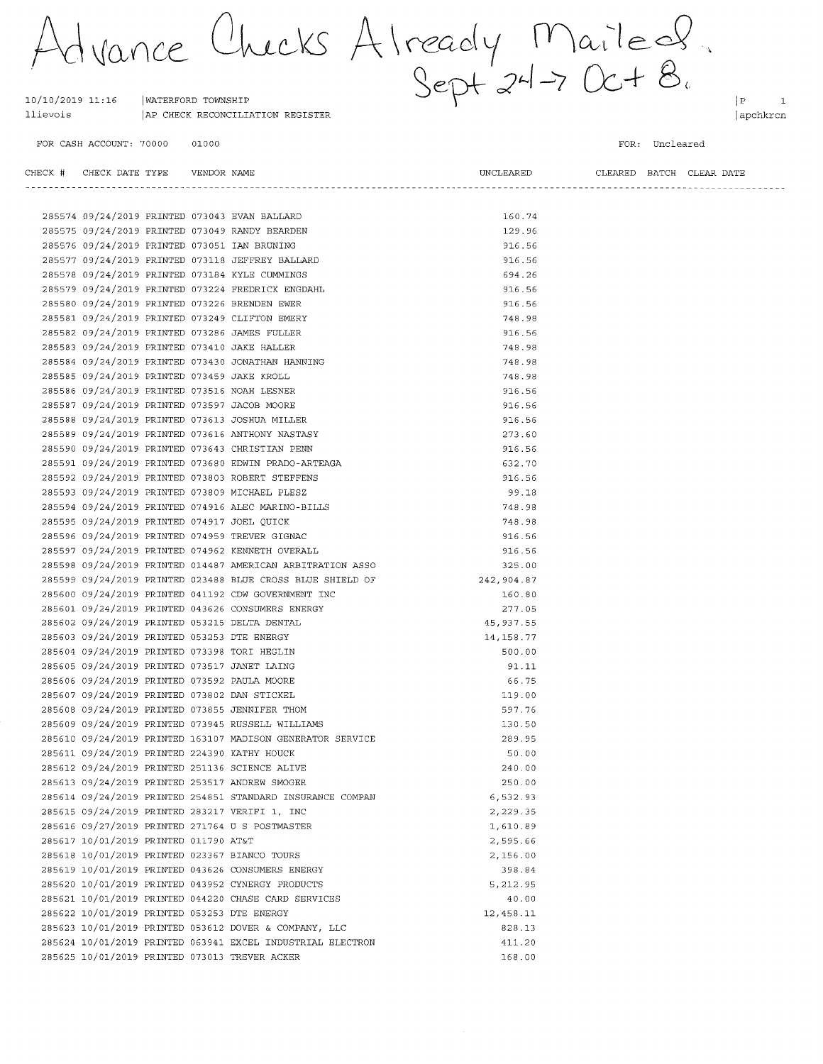Advance Checks Already Mailed.
Sept 24 -> Oct 8.

10/10/2019 11:16 | WATERFORD TOWNSHIP

llievois | AP CHECK RECONCILIATION REGISTER

P 1
apchkrcn

FOR CASH ACCOUNT: 70000 01000

FOR: Uncleared

| CHECK # | CHECK DATE | TYPE | VENDOR | NAME | UNCLEARED | CLEARED | BATCH | CLEAR DATE |
|---|---|---|---|---|---|---|---|---|
| 285574 | 09/24/2019 | PRINTED | 073043 | EVAN BALLARD | 160.74 | | | |
| 285575 | 09/24/2019 | PRINTED | 073049 | RANDY BEARDEN | 129.96 | | | |
| 285576 | 09/24/2019 | PRINTED | 073051 | IAN BRUNING | 916.56 | | | |
| 285577 | 09/24/2019 | PRINTED | 073118 | JEFFREY BALLARD | 916.56 | | | |
| 285578 | 09/24/2019 | PRINTED | 073184 | KYLE CUMMINGS | 694.26 | | | |
| 285579 | 09/24/2019 | PRINTED | 073224 | FREDRICK ENGDAHL | 916.56 | | | |
| 285580 | 09/24/2019 | PRINTED | 073226 | BRENDEN EWER | 916.56 | | | |
| 285581 | 09/24/2019 | PRINTED | 073249 | CLIFTON EMERY | 748.98 | | | |
| 285582 | 09/24/2019 | PRINTED | 073286 | JAMES FULLER | 916.56 | | | |
| 285583 | 09/24/2019 | PRINTED | 073410 | JAKE HALLER | 748.98 | | | |
| 285584 | 09/24/2019 | PRINTED | 073430 | JONATHAN HANNING | 748.98 | | | |
| 285585 | 09/24/2019 | PRINTED | 073459 | JAKE KROLL | 748.98 | | | |
| 285586 | 09/24/2019 | PRINTED | 073516 | NOAH LESNER | 916.56 | | | |
| 285587 | 09/24/2019 | PRINTED | 073597 | JACOB MOORE | 916.56 | | | |
| 285588 | 09/24/2019 | PRINTED | 073613 | JOSHUA MILLER | 916.56 | | | |
| 285589 | 09/24/2019 | PRINTED | 073616 | ANTHONY NASTASY | 273.60 | | | |
| 285590 | 09/24/2019 | PRINTED | 073643 | CHRISTIAN PENN | 916.56 | | | |
| 285591 | 09/24/2019 | PRINTED | 073680 | EDWIN PRADO-ARTEAGA | 632.70 | | | |
| 285592 | 09/24/2019 | PRINTED | 073803 | ROBERT STEFFENS | 916.56 | | | |
| 285593 | 09/24/2019 | PRINTED | 073809 | MICHAEL PLESZ | 99.18 | | | |
| 285594 | 09/24/2019 | PRINTED | 074916 | ALEC MARINO-BILLS | 748.98 | | | |
| 285595 | 09/24/2019 | PRINTED | 074917 | JOEL QUICK | 748.98 | | | |
| 285596 | 09/24/2019 | PRINTED | 074959 | TREVER GIGNAC | 916.56 | | | |
| 285597 | 09/24/2019 | PRINTED | 074962 | KENNETH OVERALL | 916.56 | | | |
| 285598 | 09/24/2019 | PRINTED | 014487 | AMERICAN ARBITRATION ASSO | 325.00 | | | |
| 285599 | 09/24/2019 | PRINTED | 023488 | BLUE CROSS BLUE SHIELD OF | 242,904.87 | | | |
| 285600 | 09/24/2019 | PRINTED | 041192 | CDW GOVERNMENT INC | 160.80 | | | |
| 285601 | 09/24/2019 | PRINTED | 043626 | CONSUMERS ENERGY | 277.05 | | | |
| 285602 | 09/24/2019 | PRINTED | 053215 | DELTA DENTAL | 45,937.55 | | | |
| 285603 | 09/24/2019 | PRINTED | 053253 | DTE ENERGY | 14,158.77 | | | |
| 285604 | 09/24/2019 | PRINTED | 073398 | TORI HEGLIN | 500.00 | | | |
| 285605 | 09/24/2019 | PRINTED | 073517 | JANET LAING | 91.11 | | | |
| 285606 | 09/24/2019 | PRINTED | 073592 | PAULA MOORE | 66.75 | | | |
| 285607 | 09/24/2019 | PRINTED | 073802 | DAN STICKEL | 119.00 | | | |
| 285608 | 09/24/2019 | PRINTED | 073855 | JENNIFER THOM | 597.76 | | | |
| 285609 | 09/24/2019 | PRINTED | 073945 | RUSSELL WILLIAMS | 130.50 | | | |
| 285610 | 09/24/2019 | PRINTED | 163107 | MADISON GENERATOR SERVICE | 289.95 | | | |
| 285611 | 09/24/2019 | PRINTED | 224390 | KATHY HOUCK | 50.00 | | | |
| 285612 | 09/24/2019 | PRINTED | 251136 | SCIENCE ALIVE | 240.00 | | | |
| 285613 | 09/24/2019 | PRINTED | 253517 | ANDREW SMOGER | 250.00 | | | |
| 285614 | 09/24/2019 | PRINTED | 254851 | STANDARD INSURANCE COMPAN | 6,532.93 | | | |
| 285615 | 09/24/2019 | PRINTED | 283217 | VERIFI 1, INC | 2,229.35 | | | |
| 285616 | 09/27/2019 | PRINTED | 271764 | U S POSTMASTER | 1,610.89 | | | |
| 285617 | 10/01/2019 | PRINTED | 011790 | AT&T | 2,595.66 | | | |
| 285618 | 10/01/2019 | PRINTED | 023367 | BIANCO TOURS | 2,156.00 | | | |
| 285619 | 10/01/2019 | PRINTED | 043626 | CONSUMERS ENERGY | 398.84 | | | |
| 285620 | 10/01/2019 | PRINTED | 043952 | CYNERGY PRODUCTS | 5,212.95 | | | |
| 285621 | 10/01/2019 | PRINTED | 044220 | CHASE CARD SERVICES | 40.00 | | | |
| 285622 | 10/01/2019 | PRINTED | 053253 | DTE ENERGY | 12,458.11 | | | |
| 285623 | 10/01/2019 | PRINTED | 053612 | DOVER & COMPANY, LLC | 828.13 | | | |
| 285624 | 10/01/2019 | PRINTED | 063941 | EXCEL INDUSTRIAL ELECTRON | 411.20 | | | |
| 285625 | 10/01/2019 | PRINTED | 073013 | TREVER ACKER | 168.00 | | | |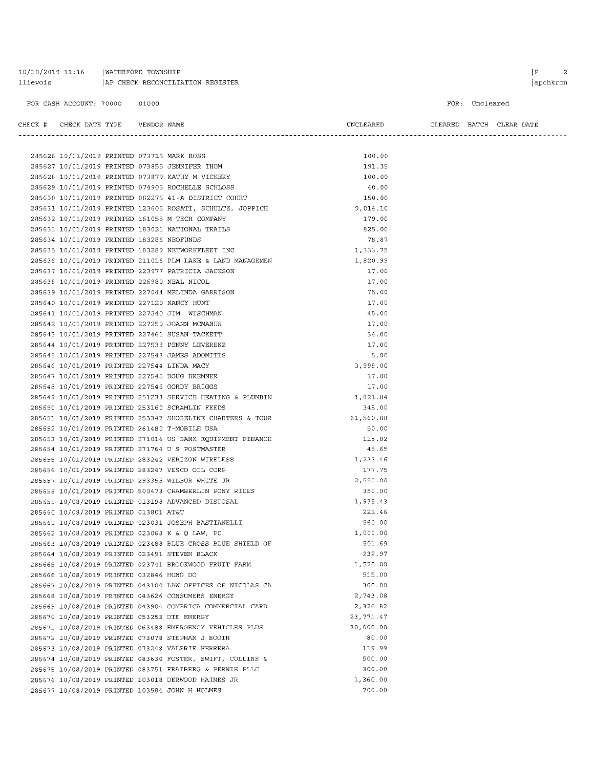FOR CASH ACCOUNT: 70000 01000

FOR: Uncleared

| CHECK # | CHECK DATE | TYPE | VENDOR | NAME | UNCLEARED | CLEARED | BATCH | CLEAR DATE |
|---|---|---|---|---|---|---|---|---|
| 285626 | 10/01/2019 | PRINTED | 073715 | MARK ROSS | 100.00 | | | |
| 285627 | 10/01/2019 | PRINTED | 073855 | JENNIFER THOM | 191.35 | | | |
| 285628 | 10/01/2019 | PRINTED | 073879 | KATHY M VICKERY | 100.00 | | | |
| 285629 | 10/01/2019 | PRINTED | 074905 | ROCHELLE SCHLOSS | 40.00 | | | |
| 285630 | 10/01/2019 | PRINTED | 082275 | 41-A DISTRICT COURT | 150.00 | | | |
| 285631 | 10/01/2019 | PRINTED | 123606 | ROSATI, SCHULTZ, JOPPICH | 9,014.10 | | | |
| 285632 | 10/01/2019 | PRINTED | 161055 | M TECH COMPANY | 179.00 | | | |
| 285633 | 10/01/2019 | PRINTED | 183021 | NATIONAL TRAILS | 825.00 | | | |
| 285634 | 10/01/2019 | PRINTED | 183286 | NEOFUNDS | 78.87 | | | |
| 285635 | 10/01/2019 | PRINTED | 183289 | NETWORKFLEET INC | 1,333.75 | | | |
| 285636 | 10/01/2019 | PRINTED | 211016 | PLM LAKE & LAND MANAGEMEN | 1,820.99 | | | |
| 285637 | 10/01/2019 | PRINTED | 223977 | PATRICIA JACKSON | 17.00 | | | |
| 285638 | 10/01/2019 | PRINTED | 226980 | NEAL NICOL | 17.00 | | | |
| 285639 | 10/01/2019 | PRINTED | 227044 | MELINDA GARRISON | 75.00 | | | |
| 285640 | 10/01/2019 | PRINTED | 227120 | NANCY HUNT | 17.00 | | | |
| 285641 | 10/01/2019 | PRINTED | 227240 | JIM WISCHMAN | 45.00 | | | |
| 285642 | 10/01/2019 | PRINTED | 227250 | JOANN MCMANUS | 17.00 | | | |
| 285643 | 10/01/2019 | PRINTED | 227461 | SUSAN TACKETT | 34.00 | | | |
| 285644 | 10/01/2019 | PRINTED | 227538 | PENNY LEVERENZ | 17.00 | | | |
| 285645 | 10/01/2019 | PRINTED | 227543 | JAMES ADOMITIS | 5.00 | | | |
| 285646 | 10/01/2019 | PRINTED | 227544 | LINDA MACY | 3,998.00 | | | |
| 285647 | 10/01/2019 | PRINTED | 227545 | DOUG BREMNER | 17.00 | | | |
| 285648 | 10/01/2019 | PRINTED | 227546 | GORDY BRIGGS | 17.00 | | | |
| 285649 | 10/01/2019 | PRINTED | 251238 | SERVICE HEATING & PLUMBIN | 1,821.84 | | | |
| 285650 | 10/01/2019 | PRINTED | 253160 | SCRAMLIN FEEDS | 345.00 | | | |
| 285651 | 10/01/2019 | PRINTED | 253347 | SHORELINE CHARTERS & TOUR | 61,560.88 | | | |
| 285652 | 10/01/2019 | PRINTED | 261480 | T-MOBILE USA | 50.00 | | | |
| 285653 | 10/01/2019 | PRINTED | 271016 | US BANK EQUIPMENT FINANCE | 125.82 | | | |
| 285654 | 10/01/2019 | PRINTED | 271764 | U S POSTMASTER | 45.65 | | | |
| 285655 | 10/01/2019 | PRINTED | 283242 | VERIZON WIRELESS | 1,233.46 | | | |
| 285656 | 10/01/2019 | PRINTED | 283247 | VESCO OIL CORP | 177.75 | | | |
| 285657 | 10/01/2019 | PRINTED | 293355 | WILBUR WHITE JR | 2,550.00 | | | |
| 285658 | 10/01/2019 | PRINTED | 500473 | CHAMBERLIN PONY RIDES | 350.00 | | | |
| 285659 | 10/08/2019 | PRINTED | 013198 | ADVANCED DISPOSAL | 1,935.43 | | | |
| 285660 | 10/08/2019 | PRINTED | 013801 | AT&T | 221.46 | | | |
| 285661 | 10/08/2019 | PRINTED | 023031 | JOSEPH BASTIANELLI | 560.00 | | | |
| 285662 | 10/08/2019 | PRINTED | 023068 | K & Q LAW, PC | 1,000.00 | | | |
| 285663 | 10/08/2019 | PRINTED | 023488 | BLUE CROSS BLUE SHIELD OF | 501.69 | | | |
| 285664 | 10/08/2019 | PRINTED | 023491 | STEVEN BLACK | 232.97 | | | |
| 285665 | 10/08/2019 | PRINTED | 023741 | BROOKWOOD FRUIT FARM | 1,520.00 | | | |
| 285666 | 10/08/2019 | PRINTED | 032846 | HUNG DO | 515.00 | | | |
| 285667 | 10/08/2019 | PRINTED | 043100 | LAW OFFICES OF NICOLAS CA | 300.00 | | | |
| 285668 | 10/08/2019 | PRINTED | 043626 | CONSUMERS ENERGY | 2,743.08 | | | |
| 285669 | 10/08/2019 | PRINTED | 043904 | COMERICA COMMERCIAL CARD | 2,326.82 | | | |
| 285670 | 10/08/2019 | PRINTED | 053253 | DTE ENERGY | 23,771.47 | | | |
| 285671 | 10/08/2019 | PRINTED | 063488 | EMERGENCY VEHICLES PLUS | 30,000.00 | | | |
| 285672 | 10/08/2019 | PRINTED | 073078 | STEPHAN J BOOTH | 80.00 | | | |
| 285673 | 10/08/2019 | PRINTED | 073248 | VALERIE FERRERA | 119.99 | | | |
| 285674 | 10/08/2019 | PRINTED | 083630 | FOSTER, SWIFT, COLLINS & | 500.00 | | | |
| 285675 | 10/08/2019 | PRINTED | 083751 | FRAIBERG & PERNIE PLLC | 300.00 | | | |
| 285676 | 10/08/2019 | PRINTED | 103018 | DERWOOD HAINES JR | 1,360.00 | | | |
| 285677 | 10/08/2019 | PRINTED | 103584 | JOHN H HOLMES | 700.00 | | | |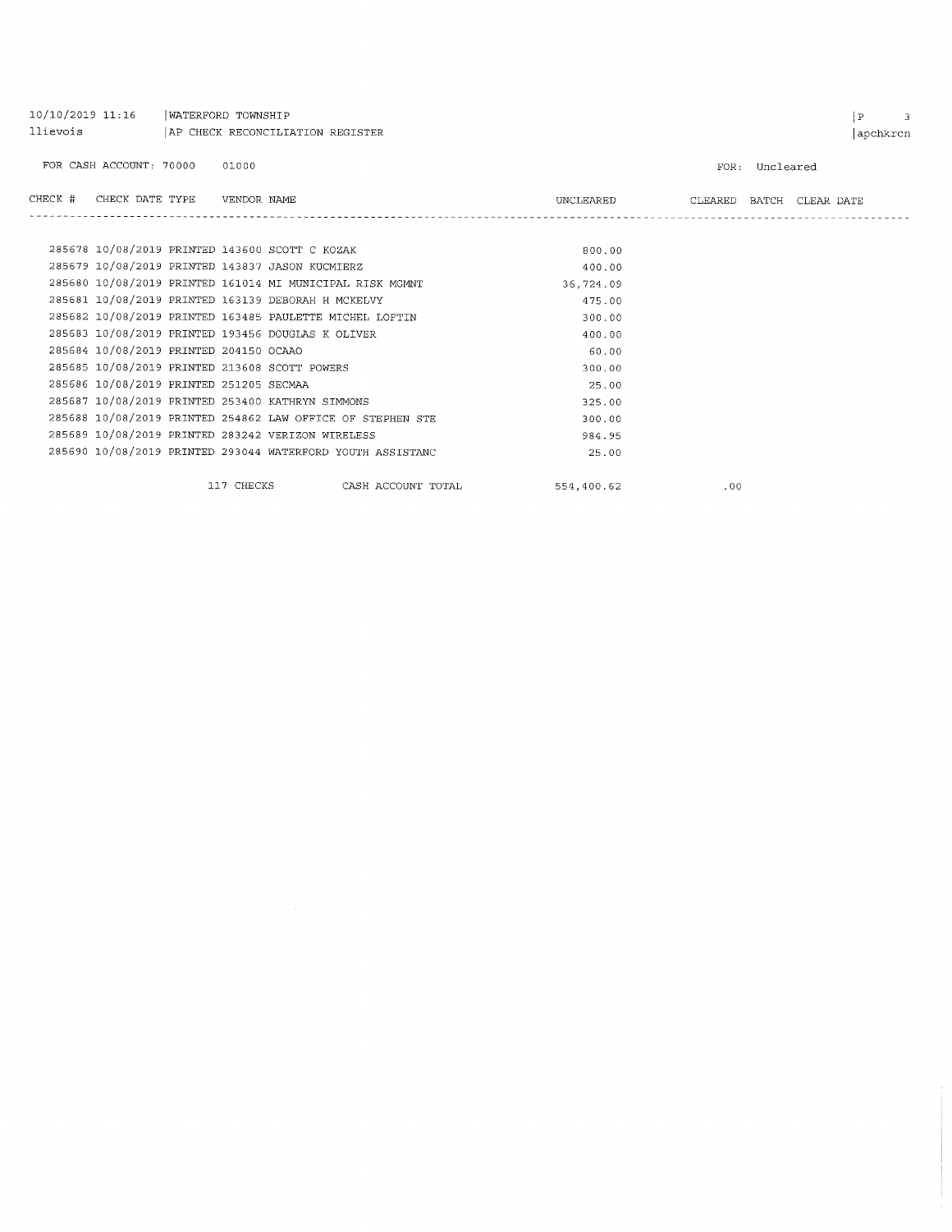FOR CASH ACCOUNT: 70000 01000

FOR: Uncleared

| CHECK # | CHECK DATE | TYPE | VENDOR | NAME | UNCLEARED | CLEARED | BATCH | CLEAR DATE |
|---|---|---|---|---|---|---|---|---|
| 285678 | 10/08/2019 | PRINTED | 143600 | SCOTT C KOZAK | 800.00 | | | |
| 285679 | 10/08/2019 | PRINTED | 143837 | JASON KUCMIERZ | 400.00 | | | |
| 285680 | 10/08/2019 | PRINTED | 161014 | MI MUNICIPAL RISK MGMNT | 36,724.09 | | | |
| 285681 | 10/08/2019 | PRINTED | 163139 | DEBORAH H MCKELVY | 475.00 | | | |
| 285682 | 10/08/2019 | PRINTED | 163485 | PAULETTE MICHEL LOFTIN | 300.00 | | | |
| 285683 | 10/08/2019 | PRINTED | 193456 | DOUGLAS K OLIVER | 400.00 | | | |
| 285684 | 10/08/2019 | PRINTED | 204150 | OCAAO | 60.00 | | | |
| 285685 | 10/08/2019 | PRINTED | 213608 | SCOTT POWERS | 300.00 | | | |
| 285686 | 10/08/2019 | PRINTED | 251205 | SECMAA | 25.00 | | | |
| 285687 | 10/08/2019 | PRINTED | 253400 | KATHRYN SIMMONS | 325.00 | | | |
| 285688 | 10/08/2019 | PRINTED | 254862 | LAW OFFICE OF STEPHEN STE | 300.00 | | | |
| 285689 | 10/08/2019 | PRINTED | 283242 | VERIZON WIRELESS | 984.95 | | | |
| 285690 | 10/08/2019 | PRINTED | 293044 | WATERFORD YOUTH ASSISTANC | 25.00 | | | |
| | | 117 CHECKS | | CASH ACCOUNT TOTAL | 554,400.62 | .00 | | |